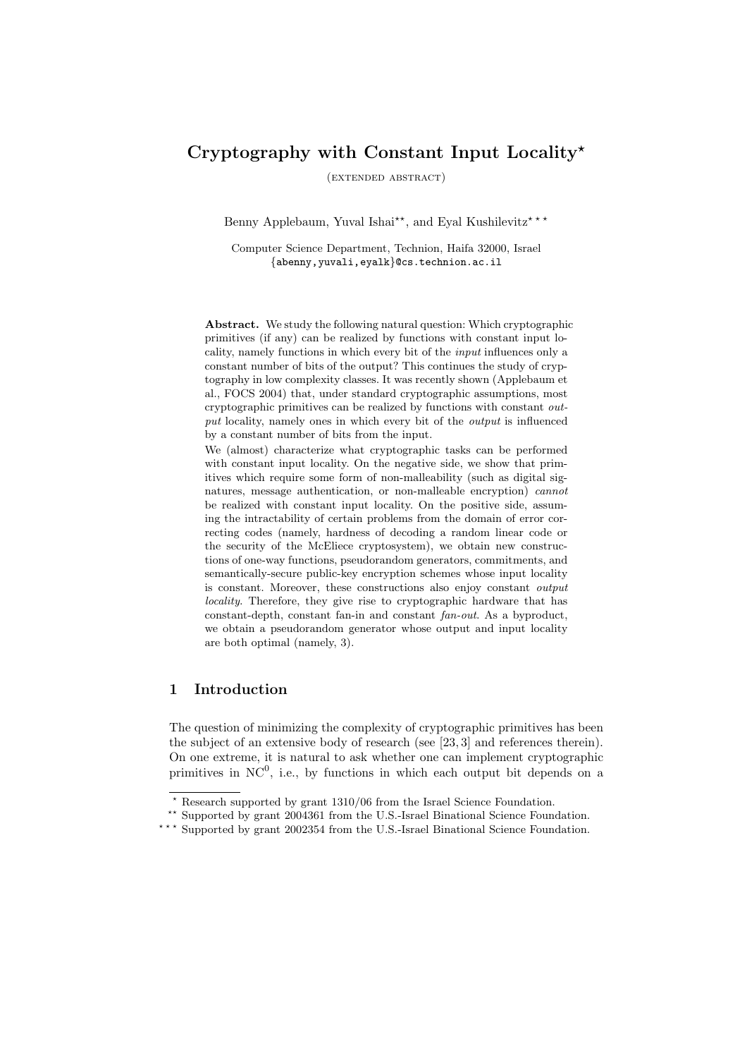# Cryptography with Constant Input Locality*

(extended abstract)

Benny Applebaum, Yuval Ishai**, and Eyal Kushilevitz***

Computer Science Department, Technion, Haifa 32000, Israel
{abenny,yuvali,eyalk}@cs.technion.ac.il

**Abstract.** We study the following natural question: Which cryptographic primitives (if any) can be realized by functions with constant input locality, namely functions in which every bit of the *input* influences only a constant number of bits of the output? This continues the study of cryptography in low complexity classes. It was recently shown (Applebaum et al., FOCS 2004) that, under standard cryptographic assumptions, most cryptographic primitives can be realized by functions with constant *output* locality, namely ones in which every bit of the *output* is influenced by a constant number of bits from the input.

We (almost) characterize what cryptographic tasks can be performed with constant input locality. On the negative side, we show that primitives which require some form of non-malleability (such as digital signatures, message authentication, or non-malleable encryption) *cannot* be realized with constant input locality. On the positive side, assuming the intractability of certain problems from the domain of error correcting codes (namely, hardness of decoding a random linear code or the security of the McEliece cryptosystem), we obtain new constructions of one-way functions, pseudorandom generators, commitments, and semantically-secure public-key encryption schemes whose input locality is constant. Moreover, these constructions also enjoy constant *output locality*. Therefore, they give rise to cryptographic hardware that has constant-depth, constant fan-in and constant *fan-out*. As a byproduct, we obtain a pseudorandom generator whose output and input locality are both optimal (namely, 3).

## 1 Introduction

The question of minimizing the complexity of cryptographic primitives has been the subject of an extensive body of research (see [23, 3] and references therein). On one extreme, it is natural to ask whether one can implement cryptographic primitives in $\mathrm{NC}^0$, i.e., by functions in which each output bit depends on a

* Research supported by grant 1310/06 from the Israel Science Foundation.

** Supported by grant 2004361 from the U.S.-Israel Binational Science Foundation.

*** Supported by grant 2002354 from the U.S.-Israel Binational Science Foundation.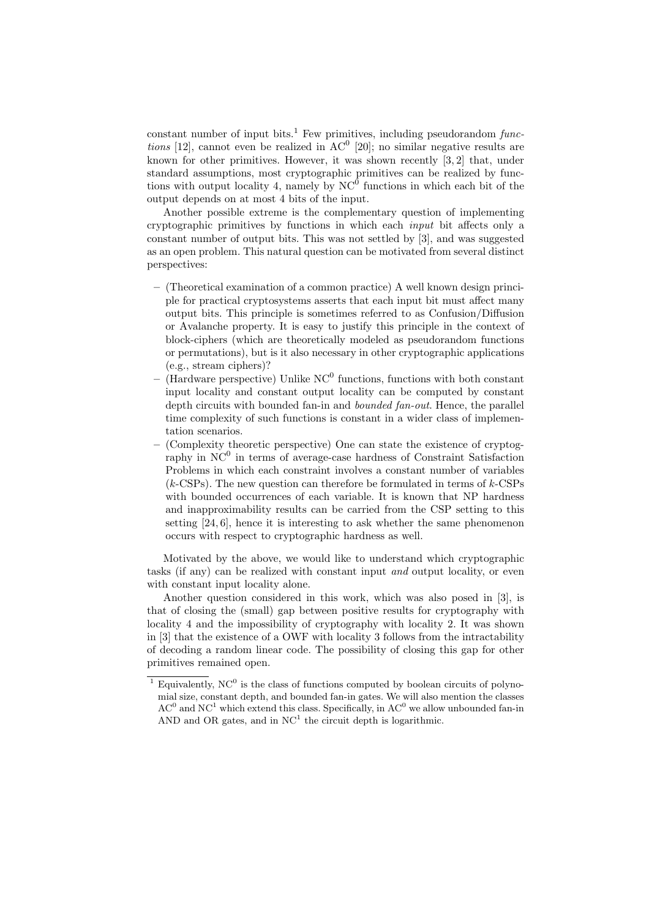constant number of input bits.[1] Few primitives, including pseudorandom *functions* [12], cannot even be realized in $AC^0$ [20]; no similar negative results are known for other primitives. However, it was shown recently [3, 2] that, under standard assumptions, most cryptographic primitives can be realized by functions with output locality 4, namely by $NC^0$ functions in which each bit of the output depends on at most 4 bits of the input.

Another possible extreme is the complementary question of implementing cryptographic primitives by functions in which each *input* bit affects only a constant number of output bits. This was not settled by [3], and was suggested as an open problem. This natural question can be motivated from several distinct perspectives:

- (Theoretical examination of a common practice) A well known design principle for practical cryptosystems asserts that each input bit must affect many output bits. This principle is sometimes referred to as Confusion/Diffusion or Avalanche property. It is easy to justify this principle in the context of block-ciphers (which are theoretically modeled as pseudorandom functions or permutations), but is it also necessary in other cryptographic applications (e.g., stream ciphers)?
- (Hardware perspective) Unlike $NC^0$ functions, functions with both constant input locality and constant output locality can be computed by constant depth circuits with bounded fan-in and *bounded fan-out*. Hence, the parallel time complexity of such functions is constant in a wider class of implementation scenarios.
- (Complexity theoretic perspective) One can state the existence of cryptography in $NC^0$ in terms of average-case hardness of Constraint Satisfaction Problems in which each constraint involves a constant number of variables ($k$-CSPs). The new question can therefore be formulated in terms of $k$-CSPs with bounded occurrences of each variable. It is known that NP hardness and inapproximability results can be carried from the CSP setting to this setting [24, 6], hence it is interesting to ask whether the same phenomenon occurs with respect to cryptographic hardness as well.

Motivated by the above, we would like to understand which cryptographic tasks (if any) can be realized with constant input *and* output locality, or even with constant input locality alone.

Another question considered in this work, which was also posed in [3], is that of closing the (small) gap between positive results for cryptography with locality 4 and the impossibility of cryptography with locality 2. It was shown in [3] that the existence of a OWF with locality 3 follows from the intractability of decoding a random linear code. The possibility of closing this gap for other primitives remained open.

[1] Equivalently, $NC^0$ is the class of functions computed by boolean circuits of polynomial size, constant depth, and bounded fan-in gates. We will also mention the classes $AC^0$ and $NC^1$ which extend this class. Specifically, in $AC^0$ we allow unbounded fan-in AND and OR gates, and in $NC^1$ the circuit depth is logarithmic.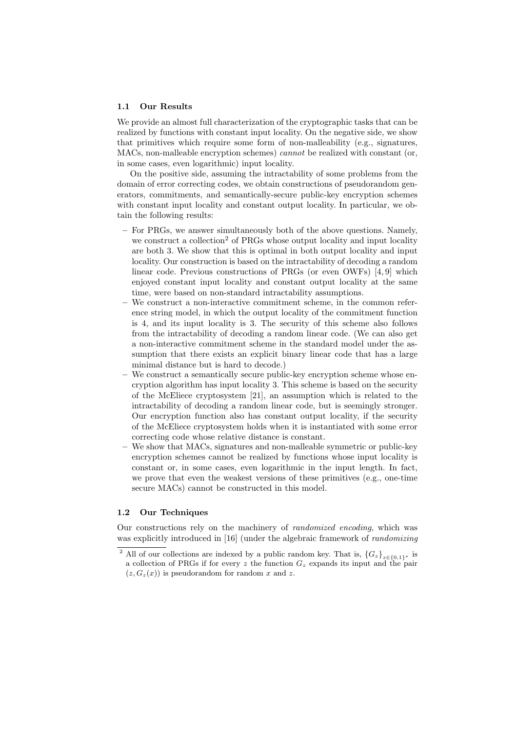### 1.1 Our Results

We provide an almost full characterization of the cryptographic tasks that can be realized by functions with constant input locality. On the negative side, we show that primitives which require some form of non-malleability (e.g., signatures, MACs, non-malleable encryption schemes) *cannot* be realized with constant (or, in some cases, even logarithmic) input locality.

On the positive side, assuming the intractability of some problems from the domain of error correcting codes, we obtain constructions of pseudorandom generators, commitments, and semantically-secure public-key encryption schemes with constant input locality and constant output locality. In particular, we obtain the following results:

– For PRGs, we answer simultaneously both of the above questions. Namely, we construct a collection[2] of PRGs whose output locality and input locality are both 3. We show that this is optimal in both output locality and input locality. Our construction is based on the intractability of decoding a random linear code. Previous constructions of PRGs (or even OWFs) [4, 9] which enjoyed constant input locality and constant output locality at the same time, were based on non-standard intractability assumptions.

– We construct a non-interactive commitment scheme, in the common reference string model, in which the output locality of the commitment function is 4, and its input locality is 3. The security of this scheme also follows from the intractability of decoding a random linear code. (We can also get a non-interactive commitment scheme in the standard model under the assumption that there exists an explicit binary linear code that has a large minimal distance but is hard to decode.)

– We construct a semantically secure public-key encryption scheme whose encryption algorithm has input locality 3. This scheme is based on the security of the McEliece cryptosystem [21], an assumption which is related to the intractability of decoding a random linear code, but is seemingly stronger. Our encryption function also has constant output locality, if the security of the McEliece cryptosystem holds when it is instantiated with some error correcting code whose relative distance is constant.

– We show that MACs, signatures and non-malleable symmetric or public-key encryption schemes cannot be realized by functions whose input locality is constant or, in some cases, even logarithmic in the input length. In fact, we prove that even the weakest versions of these primitives (e.g., one-time secure MACs) cannot be constructed in this model.

### 1.2 Our Techniques

Our constructions rely on the machinery of *randomized encoding*, which was was explicitly introduced in [16] (under the algebraic framework of *randomizing*

---

[2] All of our collections are indexed by a public random key. That is, $\{G_z\}_{z\in\{0,1\}^*}$ is a collection of PRGs if for every $z$ the function $G_z$ expands its input and the pair $(z, G_z(x))$ is pseudorandom for random $x$ and $z$.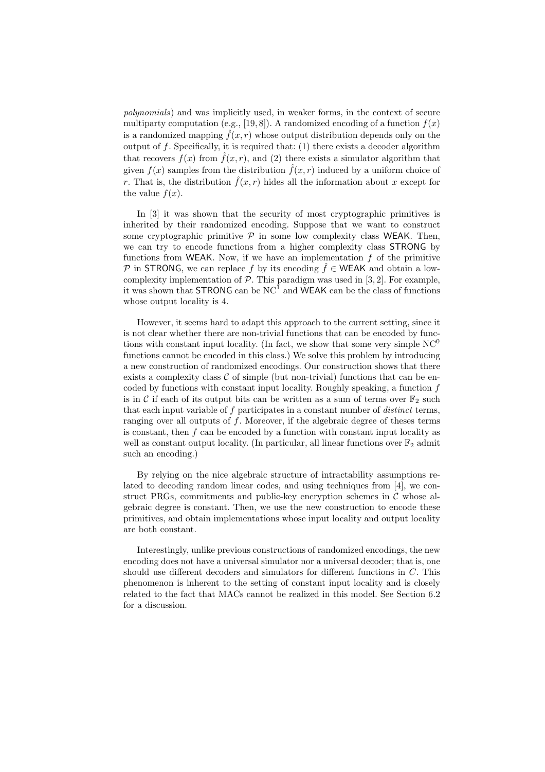*polynomials*) and was implicitly used, in weaker forms, in the context of secure multiparty computation (e.g., [19, 8]). A randomized encoding of a function $f(x)$ is a randomized mapping $\hat{f}(x, r)$ whose output distribution depends only on the output of $f$. Specifically, it is required that: (1) there exists a decoder algorithm that recovers $f(x)$ from $\hat{f}(x, r)$, and (2) there exists a simulator algorithm that given $f(x)$ samples from the distribution $\hat{f}(x, r)$ induced by a uniform choice of $r$. That is, the distribution $\hat{f}(x, r)$ hides all the information about $x$ except for the value $f(x)$.

In [3] it was shown that the security of most cryptographic primitives is inherited by their randomized encoding. Suppose that we want to construct some cryptographic primitive $\mathcal{P}$ in some low complexity class $\mathsf{WEAK}$. Then, we can try to encode functions from a higher complexity class $\mathsf{STRONG}$ by functions from $\mathsf{WEAK}$. Now, if we have an implementation $f$ of the primitive $\mathcal{P}$ in $\mathsf{STRONG}$, we can replace $f$ by its encoding $\hat{f} \in \mathsf{WEAK}$ and obtain a low-complexity implementation of $\mathcal{P}$. This paradigm was used in [3, 2]. For example, it was shown that $\mathsf{STRONG}$ can be $\mathrm{NC}^1$ and $\mathsf{WEAK}$ can be the class of functions whose output locality is 4.

However, it seems hard to adapt this approach to the current setting, since it is not clear whether there are non-trivial functions that can be encoded by functions with constant input locality. (In fact, we show that some very simple $\mathrm{NC}^0$ functions cannot be encoded in this class.) We solve this problem by introducing a new construction of randomized encodings. Our construction shows that there exists a complexity class $\mathcal{C}$ of simple (but non-trivial) functions that can be encoded by functions with constant input locality. Roughly speaking, a function $f$ is in $\mathcal{C}$ if each of its output bits can be written as a sum of terms over $\mathbb{F}_2$ such that each input variable of $f$ participates in a constant number of *distinct* terms, ranging over all outputs of $f$. Moreover, if the algebraic degree of theses terms is constant, then $f$ can be encoded by a function with constant input locality as well as constant output locality. (In particular, all linear functions over $\mathbb{F}_2$ admit such an encoding.)

By relying on the nice algebraic structure of intractability assumptions related to decoding random linear codes, and using techniques from [4], we construct PRGs, commitments and public-key encryption schemes in $\mathcal{C}$ whose algebraic degree is constant. Then, we use the new construction to encode these primitives, and obtain implementations whose input locality and output locality are both constant.

Interestingly, unlike previous constructions of randomized encodings, the new encoding does not have a universal simulator nor a universal decoder; that is, one should use different decoders and simulators for different functions in $C$. This phenomenon is inherent to the setting of constant input locality and is closely related to the fact that MACs cannot be realized in this model. See Section 6.2 for a discussion.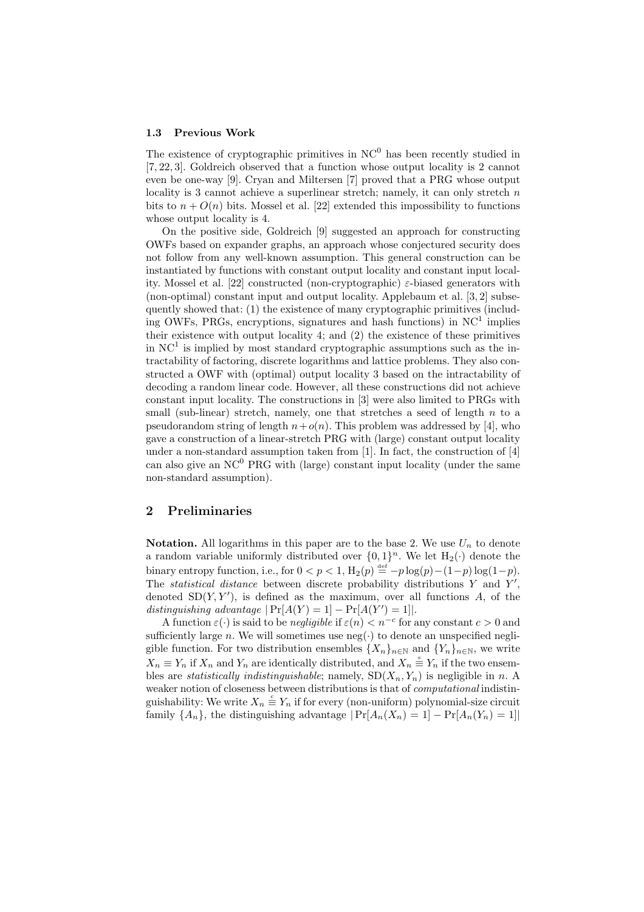### 1.3 Previous Work

The existence of cryptographic primitives in $\mathrm{NC}^0$ has been recently studied in [7, 22, 3]. Goldreich observed that a function whose output locality is 2 cannot even be one-way [9]. Cryan and Miltersen [7] proved that a PRG whose output locality is 3 cannot achieve a superlinear stretch; namely, it can only stretch $n$ bits to $n + O(n)$ bits. Mossel et al. [22] extended this impossibility to functions whose output locality is 4.

On the positive side, Goldreich [9] suggested an approach for constructing OWFs based on expander graphs, an approach whose conjectured security does not follow from any well-known assumption. This general construction can be instantiated by functions with constant output locality and constant input locality. Mossel et al. [22] constructed (non-cryptographic) $\varepsilon$-biased generators with (non-optimal) constant input and output locality. Applebaum et al. [3, 2] subsequently showed that: (1) the existence of many cryptographic primitives (including OWFs, PRGs, encryptions, signatures and hash functions) in $\mathrm{NC}^1$ implies their existence with output locality 4; and (2) the existence of these primitives in $\mathrm{NC}^1$ is implied by most standard cryptographic assumptions such as the intractability of factoring, discrete logarithms and lattice problems. They also constructed a OWF with (optimal) output locality 3 based on the intractability of decoding a random linear code. However, all these constructions did not achieve constant input locality. The constructions in [3] were also limited to PRGs with small (sub-linear) stretch, namely, one that stretches a seed of length $n$ to a pseudorandom string of length $n+o(n)$. This problem was addressed by [4], who gave a construction of a linear-stretch PRG with (large) constant output locality under a non-standard assumption taken from [1]. In fact, the construction of [4] can also give an $\mathrm{NC}^0$ PRG with (large) constant input locality (under the same non-standard assumption).

## 2 Preliminaries

**Notation.** All logarithms in this paper are to the base 2. We use $U_n$ to denote a random variable uniformly distributed over $\{0,1\}^n$. We let $\mathrm{H}_2(\cdot)$ denote the binary entropy function, i.e., for $0 < p < 1$, $\mathrm{H}_2(p) \stackrel{\text{def}}{=} -p\log(p) - (1-p)\log(1-p)$. The *statistical distance* between discrete probability distributions $Y$ and $Y'$, denoted $\mathrm{SD}(Y, Y')$, is defined as the maximum, over all functions $A$, of the *distinguishing advantage* $|\Pr[A(Y) = 1] - \Pr[A(Y') = 1]|$.

A function $\varepsilon(\cdot)$ is said to be *negligible* if $\varepsilon(n) < n^{-c}$ for any constant $c > 0$ and sufficiently large $n$. We will sometimes use $\mathrm{neg}(\cdot)$ to denote an unspecified negligible function. For two distribution ensembles $\{X_n\}_{n\in\mathbb{N}}$ and $\{Y_n\}_{n\in\mathbb{N}}$, we write $X_n \equiv Y_n$ if $X_n$ and $Y_n$ are identically distributed, and $X_n \stackrel{s}{\equiv} Y_n$ if the two ensembles are *statistically indistinguishable*; namely, $\mathrm{SD}(X_n, Y_n)$ is negligible in $n$. A weaker notion of closeness between distributions is that of *computational* indistinguishability: We write $X_n \stackrel{c}{\equiv} Y_n$ if for every (non-uniform) polynomial-size circuit family $\{A_n\}$, the distinguishing advantage $|\Pr[A_n(X_n) = 1] - \Pr[A_n(Y_n) = 1]|$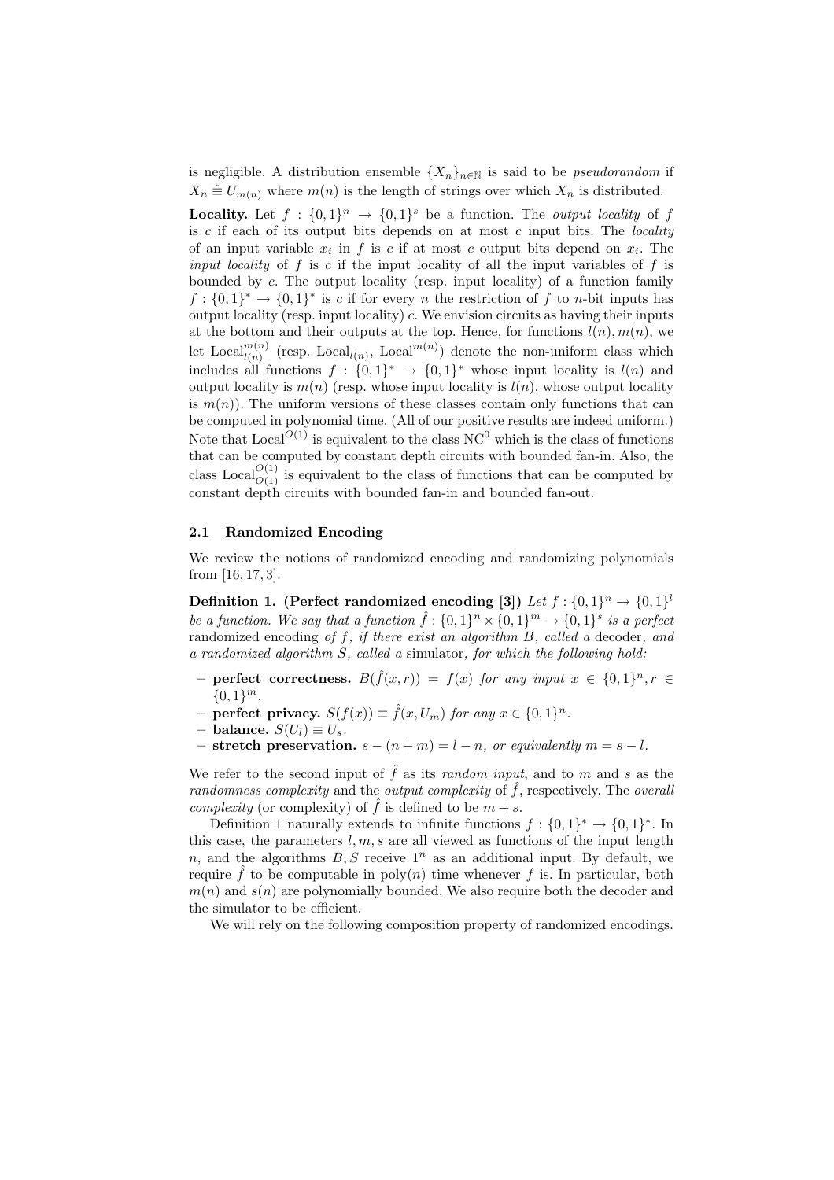is negligible. A distribution ensemble $\{X_n\}_{n\in\mathbb{N}}$ is said to be *pseudorandom* if $X_n \stackrel{c}{\equiv} U_{m(n)}$ where $m(n)$ is the length of strings over which $X_n$ is distributed.

**Locality.** Let $f : \{0,1\}^n \to \{0,1\}^s$ be a function. The *output locality* of $f$ is $c$ if each of its output bits depends on at most $c$ input bits. The *locality* of an input variable $x_i$ in $f$ is $c$ if at most $c$ output bits depend on $x_i$. The *input locality* of $f$ is $c$ if the input locality of all the input variables of $f$ is bounded by $c$. The output locality (resp. input locality) of a function family $f : \{0,1\}^* \to \{0,1\}^*$ is $c$ if for every $n$ the restriction of $f$ to $n$-bit inputs has output locality (resp. input locality) $c$. We envision circuits as having their inputs at the bottom and their outputs at the top. Hence, for functions $l(n), m(n)$, we let $\mathrm{Local}_{l(n)}^{m(n)}$ (resp. $\mathrm{Local}_{l(n)}$, $\mathrm{Local}^{m(n)}$) denote the non-uniform class which includes all functions $f : \{0,1\}^* \to \{0,1\}^*$ whose input locality is $l(n)$ and output locality is $m(n)$ (resp. whose input locality is $l(n)$, whose output locality is $m(n)$). The uniform versions of these classes contain only functions that can be computed in polynomial time. (All of our positive results are indeed uniform.) Note that $\mathrm{Local}^{O(1)}$ is equivalent to the class $\mathrm{NC}^0$ which is the class of functions that can be computed by constant depth circuits with bounded fan-in. Also, the class $\mathrm{Local}_{O(1)}^{O(1)}$ is equivalent to the class of functions that can be computed by constant depth circuits with bounded fan-in and bounded fan-out.

### 2.1 Randomized Encoding

We review the notions of randomized encoding and randomizing polynomials from [16, 17, 3].

**Definition 1. (Perfect randomized encoding [3])** *Let $f : \{0,1\}^n \to \{0,1\}^l$ be a function. We say that a function $\hat{f} : \{0,1\}^n \times \{0,1\}^m \to \{0,1\}^s$ is a perfect* randomized encoding *of $f$, if there exist an algorithm $B$, called a* decoder*, and a randomized algorithm $S$, called a* simulator*, for which the following hold:*

- **perfect correctness.** *$B(\hat{f}(x,r)) = f(x)$ for any input $x \in \{0,1\}^n, r \in \{0,1\}^m$.*
- **perfect privacy.** *$S(f(x)) \equiv \hat{f}(x, U_m)$ for any $x \in \{0,1\}^n$.*
- **balance.** *$S(U_l) \equiv U_s$.*
- **stretch preservation.** *$s - (n+m) = l - n$, or equivalently $m = s - l$.*

We refer to the second input of $\hat{f}$ as its *random input*, and to $m$ and $s$ as the *randomness complexity* and the *output complexity* of $\hat{f}$, respectively. The *overall complexity* (or complexity) of $\hat{f}$ is defined to be $m + s$.

Definition 1 naturally extends to infinite functions $f : \{0,1\}^* \to \{0,1\}^*$. In this case, the parameters $l, m, s$ are all viewed as functions of the input length $n$, and the algorithms $B, S$ receive $1^n$ as an additional input. By default, we require $\hat{f}$ to be computable in $\mathrm{poly}(n)$ time whenever $f$ is. In particular, both $m(n)$ and $s(n)$ are polynomially bounded. We also require both the decoder and the simulator to be efficient.

We will rely on the following composition property of randomized encodings.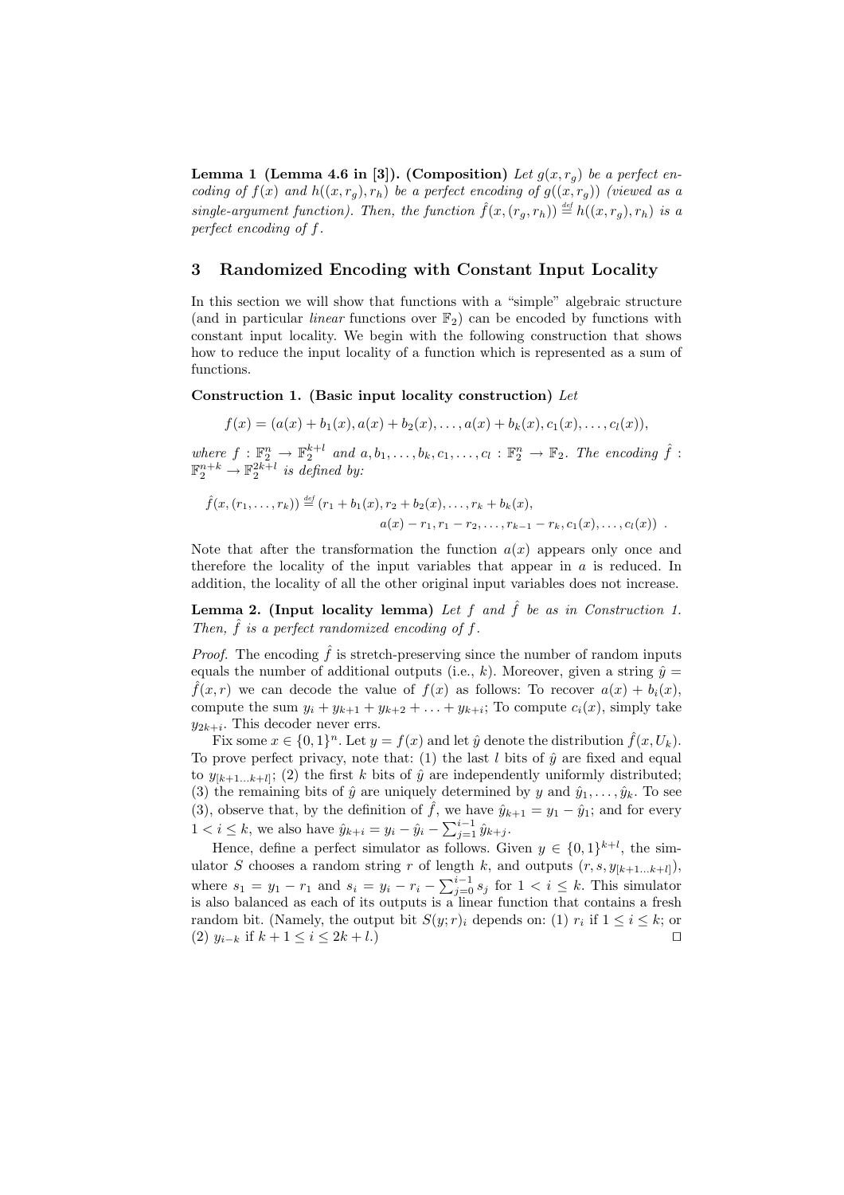**Lemma 1 (Lemma 4.6 in [3]). (Composition)** *Let $g(x, r_g)$ be a perfect encoding of $f(x)$ and $h((x, r_g), r_h)$ be a perfect encoding of $g((x, r_g))$ (viewed as a single-argument function). Then, the function $\hat{f}(x,(r_g, r_h)) \stackrel{def}{=} h((x, r_g), r_h)$ is a perfect encoding of $f$.*

## 3 Randomized Encoding with Constant Input Locality

In this section we will show that functions with a "simple" algebraic structure (and in particular *linear* functions over $\mathbb{F}_2$) can be encoded by functions with constant input locality. We begin with the following construction that shows how to reduce the input locality of a function which is represented as a sum of functions.

**Construction 1. (Basic input locality construction)** *Let*

$$f(x) = (a(x) + b_1(x), a(x) + b_2(x), \ldots, a(x) + b_k(x), c_1(x), \ldots, c_l(x)),$$

*where $f : \mathbb{F}_2^n \to \mathbb{F}_2^{k+l}$ and $a, b_1, \ldots, b_k, c_1, \ldots, c_l : \mathbb{F}_2^n \to \mathbb{F}_2$. The encoding $\hat{f} : \mathbb{F}_2^{n+k} \to \mathbb{F}_2^{2k+l}$ is defined by:*

$$\hat{f}(x,(r_1, \ldots, r_k)) \stackrel{def}{=} (r_1 + b_1(x), r_2 + b_2(x), \ldots, r_k + b_k(x),$$
$$a(x) - r_1, r_1 - r_2, \ldots, r_{k-1} - r_k, c_1(x), \ldots, c_l(x)) \ .$$

Note that after the transformation the function $a(x)$ appears only once and therefore the locality of the input variables that appear in $a$ is reduced. In addition, the locality of all the other original input variables does not increase.

**Lemma 2. (Input locality lemma)** *Let $f$ and $\hat{f}$ be as in Construction 1. Then, $\hat{f}$ is a perfect randomized encoding of $f$.*

*Proof.* The encoding $\hat{f}$ is stretch-preserving since the number of random inputs equals the number of additional outputs (i.e., $k$). Moreover, given a string $\hat{y} = \hat{f}(x, r)$ we can decode the value of $f(x)$ as follows: To recover $a(x) + b_i(x)$, compute the sum $y_i + y_{k+1} + y_{k+2} + \ldots + y_{k+i}$; To compute $c_i(x)$, simply take $y_{2k+i}$. This decoder never errs.

Fix some $x \in \{0,1\}^n$. Let $y = f(x)$ and let $\hat{y}$ denote the distribution $\hat{f}(x, U_k)$. To prove perfect privacy, note that: (1) the last $l$ bits of $\hat{y}$ are fixed and equal to $y_{[k+1\ldots k+l]}$; (2) the first $k$ bits of $\hat{y}$ are independently uniformly distributed; (3) the remaining bits of $\hat{y}$ are uniquely determined by $y$ and $\hat{y}_1, \ldots, \hat{y}_k$. To see (3), observe that, by the definition of $\hat{f}$, we have $\hat{y}_{k+1} = y_1 - \hat{y}_1$; and for every $1 < i \leq k$, we also have $\hat{y}_{k+i} = y_i - \hat{y}_i - \sum_{j=1}^{i-1} \hat{y}_{k+j}$.

Hence, define a perfect simulator as follows. Given $y \in \{0,1\}^{k+l}$, the simulator $S$ chooses a random string $r$ of length $k$, and outputs $(r, s, y_{[k+1\ldots k+l]})$, where $s_1 = y_1 - r_1$ and $s_i = y_i - r_i - \sum_{j=0}^{i-1} s_j$ for $1 < i \leq k$. This simulator is also balanced as each of its outputs is a linear function that contains a fresh random bit. (Namely, the output bit $S(y; r)_i$ depends on: (1) $r_i$ if $1 \leq i \leq k$; or (2) $y_{i-k}$ if $k + 1 \leq i \leq 2k + l$.) □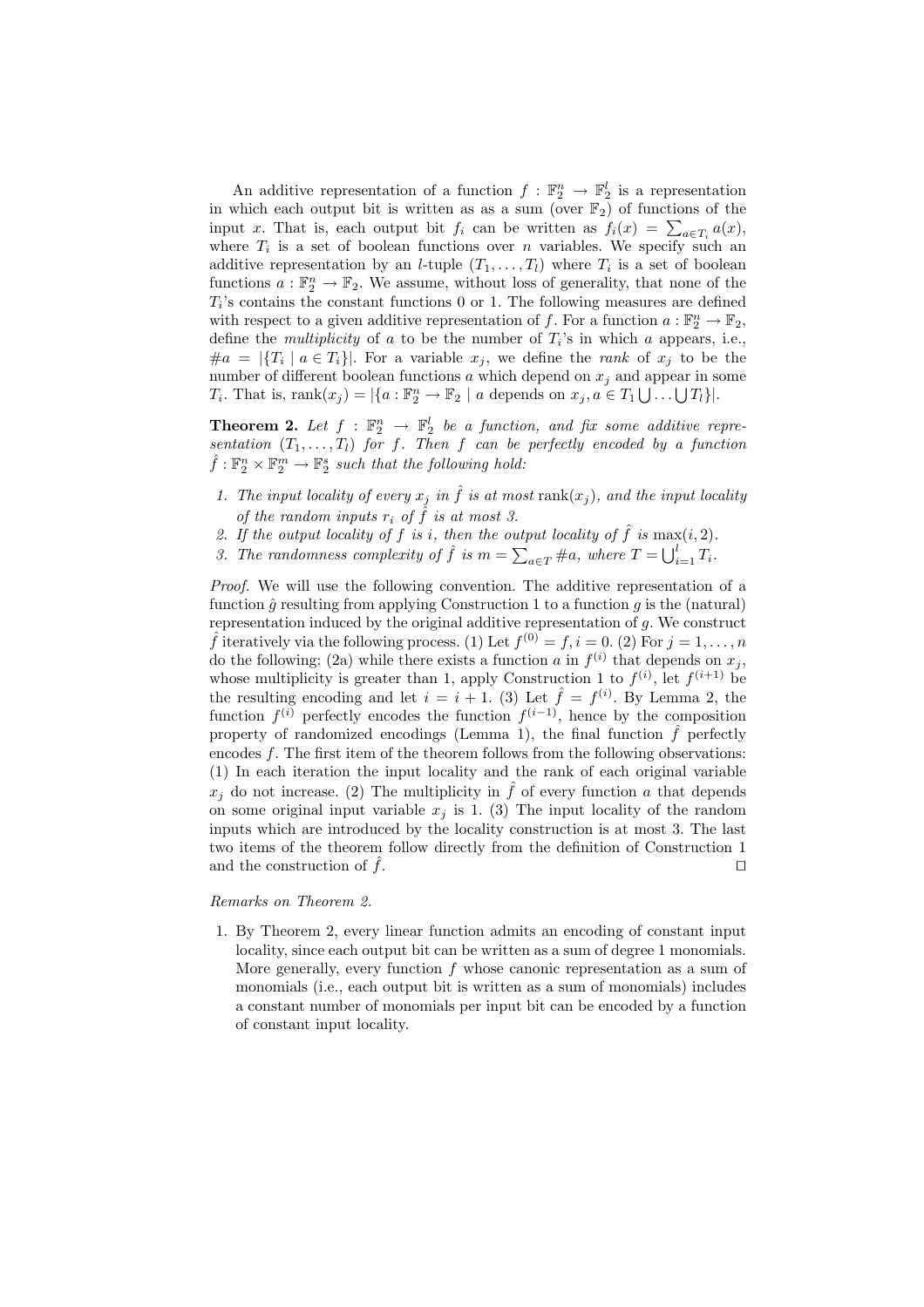An additive representation of a function $f : \mathbb{F}_2^n \to \mathbb{F}_2^l$ is a representation in which each output bit is written as as a sum (over $\mathbb{F}_2$) of functions of the input $x$. That is, each output bit $f_i$ can be written as $f_i(x) = \sum_{a \in T_i} a(x)$, where $T_i$ is a set of boolean functions over $n$ variables. We specify such an additive representation by an $l$-tuple $(T_1, \ldots, T_l)$ where $T_i$ is a set of boolean functions $a : \mathbb{F}_2^n \to \mathbb{F}_2$. We assume, without loss of generality, that none of the $T_i$'s contains the constant functions 0 or 1. The following measures are defined with respect to a given additive representation of $f$. For a function $a : \mathbb{F}_2^n \to \mathbb{F}_2$, define the *multiplicity* of $a$ to be the number of $T_i$'s in which $a$ appears, i.e., $\#a = |\{T_i \mid a \in T_i\}|$. For a variable $x_j$, we define the *rank* of $x_j$ to be the number of different boolean functions $a$ which depend on $x_j$ and appear in some $T_i$. That is, $\text{rank}(x_j) = |\{a : \mathbb{F}_2^n \to \mathbb{F}_2 \mid a \text{ depends on } x_j, a \in T_1 \bigcup \ldots \bigcup T_l\}|$.

**Theorem 2.** *Let $f : \mathbb{F}_2^n \to \mathbb{F}_2^l$ be a function, and fix some additive representation $(T_1, \ldots, T_l)$ for $f$. Then $f$ can be perfectly encoded by a function $\hat{f} : \mathbb{F}_2^n \times \mathbb{F}_2^m \to \mathbb{F}_2^s$ such that the following hold:*

1. *The input locality of every $x_j$ in $\hat{f}$ is at most $\text{rank}(x_j)$, and the input locality of the random inputs $r_i$ of $\hat{f}$ is at most 3.*
2. *If the output locality of $f$ is $i$, then the output locality of $\hat{f}$ is $\max(i, 2)$.*
3. *The randomness complexity of $\hat{f}$ is $m = \sum_{a \in T} \#a$, where $T = \bigcup_{i=1}^{l} T_i$.*

*Proof.* We will use the following convention. The additive representation of a function $\hat{g}$ resulting from applying Construction 1 to a function $g$ is the (natural) representation induced by the original additive representation of $g$. We construct $\hat{f}$ iteratively via the following process. (1) Let $f^{(0)} = f, i = 0$. (2) For $j = 1, \ldots, n$ do the following: (2a) while there exists a function $a$ in $f^{(i)}$ that depends on $x_j$, whose multiplicity is greater than 1, apply Construction 1 to $f^{(i)}$, let $f^{(i+1)}$ be the resulting encoding and let $i = i + 1$. (3) Let $\hat{f} = f^{(i)}$. By Lemma 2, the function $f^{(i)}$ perfectly encodes the function $f^{(i-1)}$, hence by the composition property of randomized encodings (Lemma 1), the final function $\hat{f}$ perfectly encodes $f$. The first item of the theorem follows from the following observations: (1) In each iteration the input locality and the rank of each original variable $x_j$ do not increase. (2) The multiplicity in $\hat{f}$ of every function $a$ that depends on some original input variable $x_j$ is 1. (3) The input locality of the random inputs which are introduced by the locality construction is at most 3. The last two items of the theorem follow directly from the definition of Construction 1 and the construction of $\hat{f}$. $\square$

*Remarks on Theorem 2.*

1. By Theorem 2, every linear function admits an encoding of constant input locality, since each output bit can be written as a sum of degree 1 monomials. More generally, every function $f$ whose canonic representation as a sum of monomials (i.e., each output bit is written as a sum of monomials) includes a constant number of monomials per input bit can be encoded by a function of constant input locality.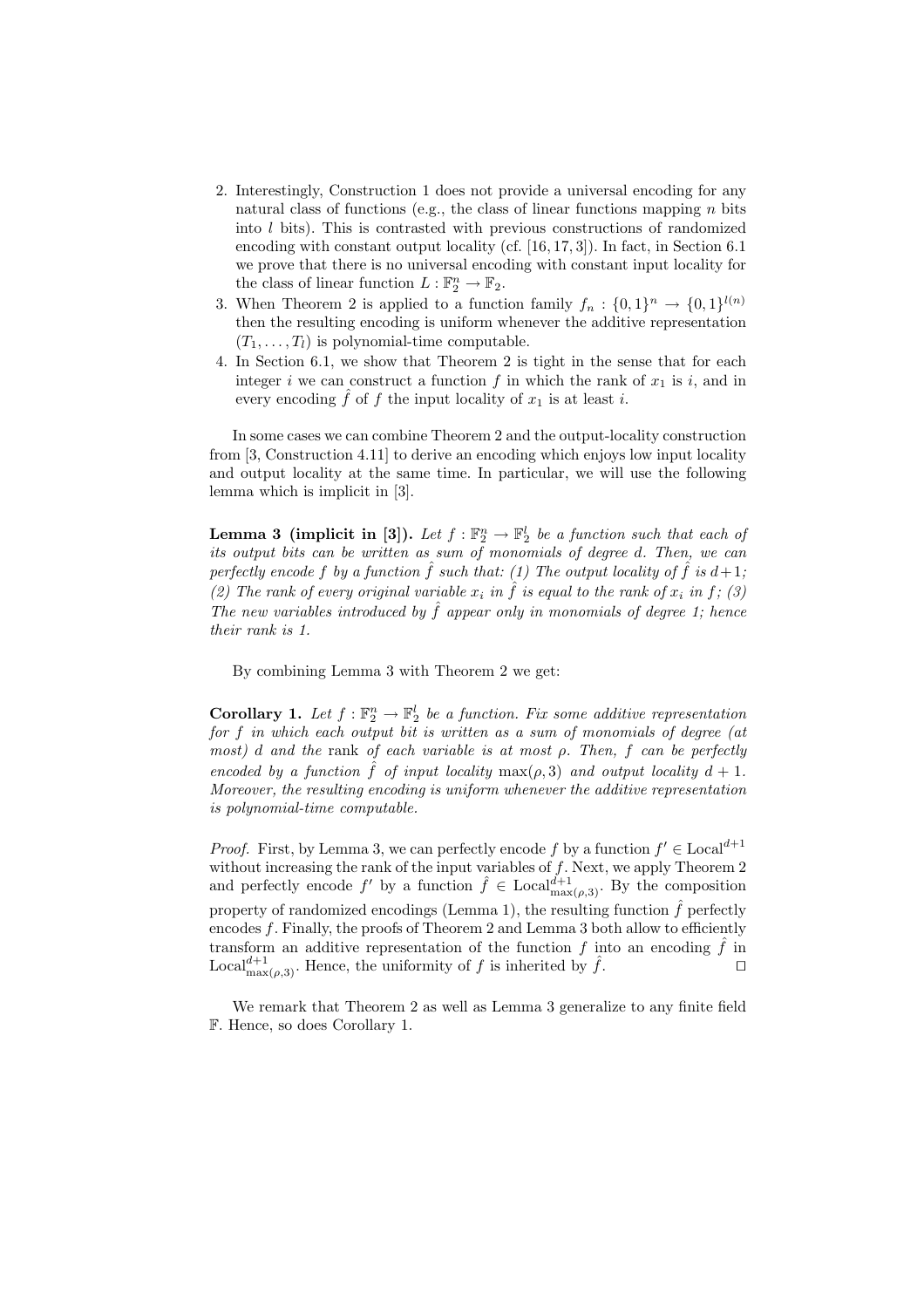2. Interestingly, Construction 1 does not provide a universal encoding for any natural class of functions (e.g., the class of linear functions mapping $n$ bits into $l$ bits). This is contrasted with previous constructions of randomized encoding with constant output locality (cf. [16, 17, 3]). In fact, in Section 6.1 we prove that there is no universal encoding with constant input locality for the class of linear function $L : \mathbb{F}_2^n \to \mathbb{F}_2$.
3. When Theorem 2 is applied to a function family $f_n : \{0,1\}^n \to \{0,1\}^{l(n)}$ then the resulting encoding is uniform whenever the additive representation $(T_1, \dots, T_l)$ is polynomial-time computable.
4. In Section 6.1, we show that Theorem 2 is tight in the sense that for each integer $i$ we can construct a function $f$ in which the rank of $x_1$ is $i$, and in every encoding $\hat{f}$ of $f$ the input locality of $x_1$ is at least $i$.

In some cases we can combine Theorem 2 and the output-locality construction from [3, Construction 4.11] to derive an encoding which enjoys low input locality and output locality at the same time. In particular, we will use the following lemma which is implicit in [3].

**Lemma 3 (implicit in [3]).** *Let $f : \mathbb{F}_2^n \to \mathbb{F}_2^l$ be a function such that each of its output bits can be written as sum of monomials of degree $d$. Then, we can perfectly encode $f$ by a function $\hat{f}$ such that: (1) The output locality of $\hat{f}$ is $d+1$; (2) The rank of every original variable $x_i$ in $\hat{f}$ is equal to the rank of $x_i$ in $f$; (3) The new variables introduced by $\hat{f}$ appear only in monomials of degree 1; hence their rank is 1.*

By combining Lemma 3 with Theorem 2 we get:

**Corollary 1.** *Let $f : \mathbb{F}_2^n \to \mathbb{F}_2^l$ be a function. Fix some additive representation for $f$ in which each output bit is written as a sum of monomials of degree (at most) $d$ and the* rank *of each variable is at most $\rho$. Then, $f$ can be perfectly encoded by a function $\hat{f}$ of input locality $\max(\rho, 3)$ and output locality $d+1$. Moreover, the resulting encoding is uniform whenever the additive representation is polynomial-time computable.*

*Proof.* First, by Lemma 3, we can perfectly encode $f$ by a function $f' \in \mathrm{Local}^{d+1}$ without increasing the rank of the input variables of $f$. Next, we apply Theorem 2 and perfectly encode $f'$ by a function $\hat{f} \in \mathrm{Local}^{d+1}_{\max(\rho,3)}$. By the composition property of randomized encodings (Lemma 1), the resulting function $\hat{f}$ perfectly encodes $f$. Finally, the proofs of Theorem 2 and Lemma 3 both allow to efficiently transform an additive representation of the function $f$ into an encoding $\hat{f}$ in $\mathrm{Local}^{d+1}_{\max(\rho,3)}$. Hence, the uniformity of $f$ is inherited by $\hat{f}$. ⊓⊔

We remark that Theorem 2 as well as Lemma 3 generalize to any finite field $\mathbb{F}$. Hence, so does Corollary 1.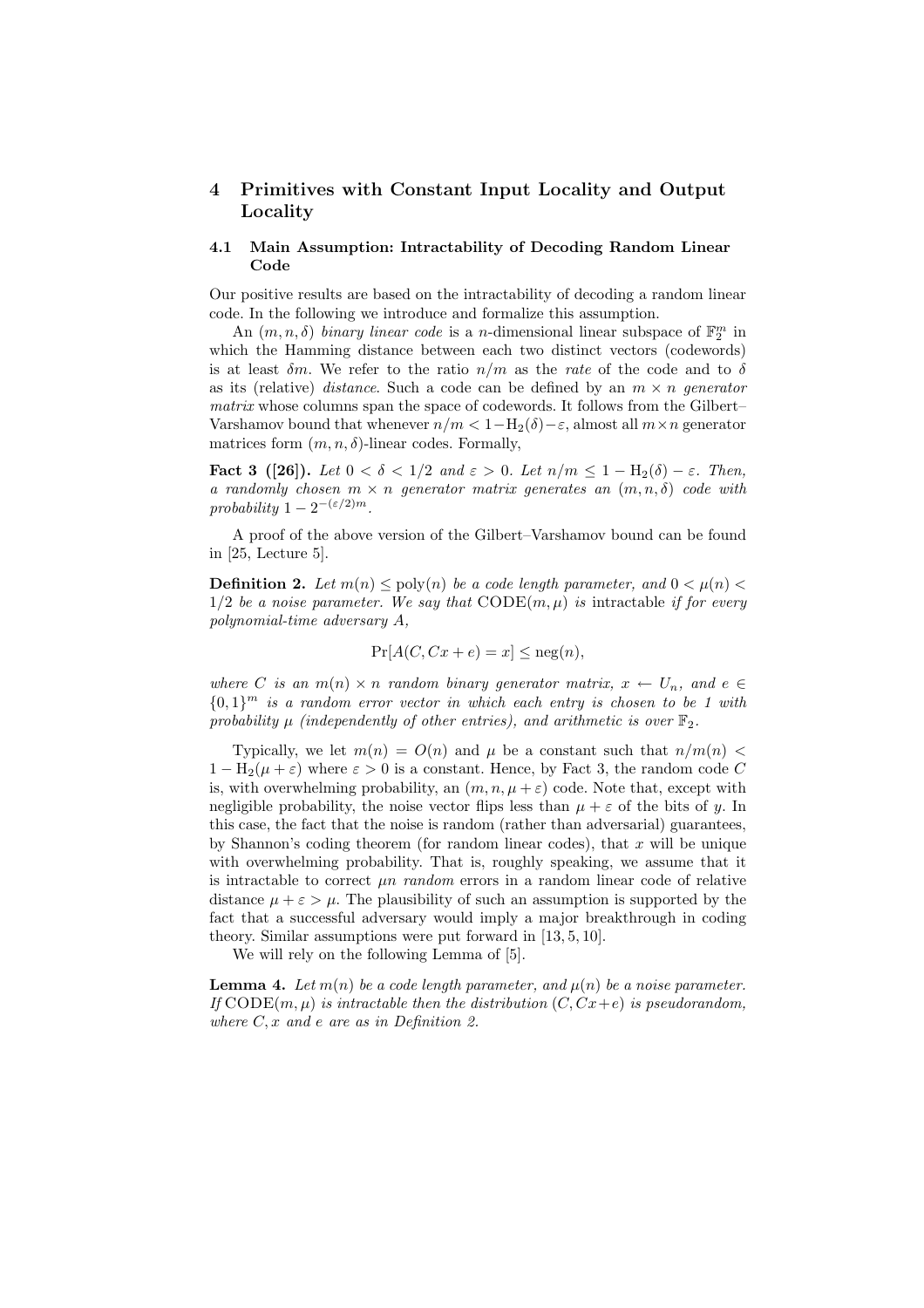## 4 Primitives with Constant Input Locality and Output Locality

### 4.1 Main Assumption: Intractability of Decoding Random Linear Code

Our positive results are based on the intractability of decoding a random linear code. In the following we introduce and formalize this assumption.

An $(m, n, \delta)$ *binary linear code* is a $n$-dimensional linear subspace of $\mathbb{F}_2^m$ in which the Hamming distance between each two distinct vectors (codewords) is at least $\delta m$. We refer to the ratio $n/m$ as the *rate* of the code and to $\delta$ as its (relative) *distance*. Such a code can be defined by an $m \times n$ *generator matrix* whose columns span the space of codewords. It follows from the Gilbert–Varshamov bound that whenever $n/m < 1 - \mathrm{H}_2(\delta) - \varepsilon$, almost all $m \times n$ generator matrices form $(m, n, \delta)$-linear codes. Formally,

**Fact 3 ([26]).** *Let $0 < \delta < 1/2$ and $\varepsilon > 0$. Let $n/m \leq 1 - \mathrm{H}_2(\delta) - \varepsilon$. Then, a randomly chosen $m \times n$ generator matrix generates an $(m, n, \delta)$ code with probability $1 - 2^{-(\varepsilon/2)m}$.*

A proof of the above version of the Gilbert–Varshamov bound can be found in [25, Lecture 5].

**Definition 2.** *Let $m(n) \leq \mathrm{poly}(n)$ be a code length parameter, and $0 < \mu(n) < 1/2$ be a noise parameter. We say that $\mathrm{CODE}(m, \mu)$ is* intractable *if for every polynomial-time adversary $A$,*

$$\Pr[A(C, Cx + e) = x] \leq \mathrm{neg}(n),$$

*where $C$ is an $m(n) \times n$ random binary generator matrix, $x \leftarrow U_n$, and $e \in \{0,1\}^m$ is a random error vector in which each entry is chosen to be 1 with probability $\mu$ (independently of other entries), and arithmetic is over $\mathbb{F}_2$.*

Typically, we let $m(n) = O(n)$ and $\mu$ be a constant such that $n/m(n) < 1 - \mathrm{H}_2(\mu + \varepsilon)$ where $\varepsilon > 0$ is a constant. Hence, by Fact 3, the random code $C$ is, with overwhelming probability, an $(m, n, \mu + \varepsilon)$ code. Note that, except with negligible probability, the noise vector flips less than $\mu + \varepsilon$ of the bits of $y$. In this case, the fact that the noise is random (rather than adversarial) guarantees, by Shannon's coding theorem (for random linear codes), that $x$ will be unique with overwhelming probability. That is, roughly speaking, we assume that it is intractable to correct $\mu n$ *random* errors in a random linear code of relative distance $\mu + \varepsilon > \mu$. The plausibility of such an assumption is supported by the fact that a successful adversary would imply a major breakthrough in coding theory. Similar assumptions were put forward in [13, 5, 10].

We will rely on the following Lemma of [5].

**Lemma 4.** *Let $m(n)$ be a code length parameter, and $\mu(n)$ be a noise parameter. If $\mathrm{CODE}(m, \mu)$ is intractable then the distribution $(C, Cx+e)$ is pseudorandom, where $C, x$ and $e$ are as in Definition 2.*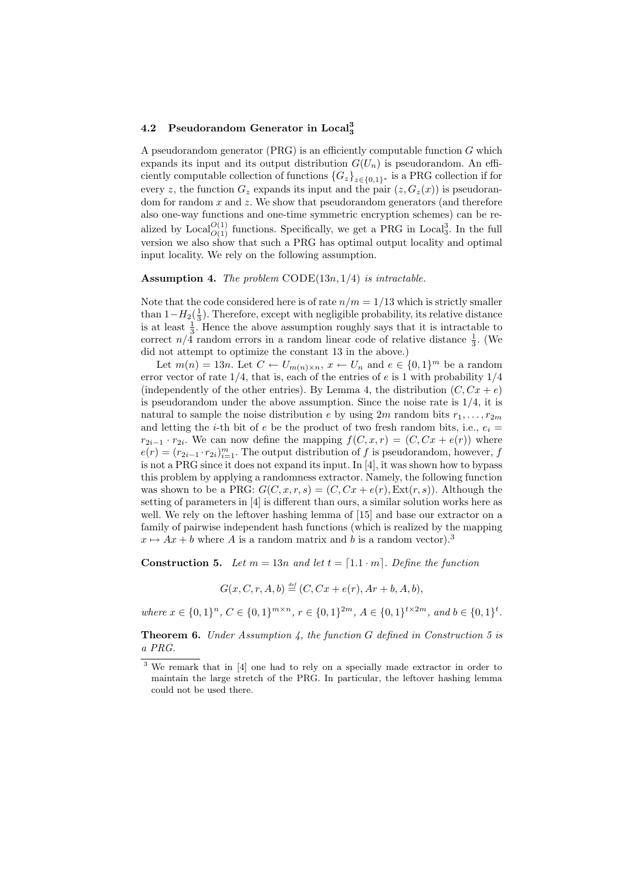### 4.2 Pseudorandom Generator in $\mathrm{Local}_3^3$

A pseudorandom generator (PRG) is an efficiently computable function $G$ which expands its input and its output distribution $G(U_n)$ is pseudorandom. An efficiently computable collection of functions $\{G_z\}_{z\in\{0,1\}^*}$ is a PRG collection if for every $z$, the function $G_z$ expands its input and the pair $(z, G_z(x))$ is pseudorandom for random $x$ and $z$. We show that pseudorandom generators (and therefore also one-way functions and one-time symmetric encryption schemes) can be realized by $\mathrm{Local}_{O(1)}^{O(1)}$ functions. Specifically, we get a PRG in $\mathrm{Local}_3^3$. In the full version we also show that such a PRG has optimal output locality and optimal input locality. We rely on the following assumption.

**Assumption 4.** *The problem* $\mathrm{CODE}(13n, 1/4)$ *is intractable.*

Note that the code considered here is of rate $n/m = 1/13$ which is strictly smaller than $1 - H_2(\frac{1}{3})$. Therefore, except with negligible probability, its relative distance is at least $\frac{1}{3}$. Hence the above assumption roughly says that it is intractable to correct $n/4$ random errors in a random linear code of relative distance $\frac{1}{3}$. (We did not attempt to optimize the constant 13 in the above.)

Let $m(n) = 13n$. Let $C \leftarrow U_{m(n)\times n}$, $x \leftarrow U_n$ and $e \in \{0,1\}^m$ be a random error vector of rate $1/4$, that is, each of the entries of $e$ is 1 with probability $1/4$ (independently of the other entries). By Lemma 4, the distribution $(C, Cx + e)$ is pseudorandom under the above assumption. Since the noise rate is $1/4$, it is natural to sample the noise distribution $e$ by using $2m$ random bits $r_1, \ldots, r_{2m}$ and letting the $i$-th bit of $e$ be the product of two fresh random bits, i.e., $e_i = r_{2i-1} \cdot r_{2i}$. We can now define the mapping $f(C, x, r) = (C, Cx + e(r))$ where $e(r) = (r_{2i-1} \cdot r_{2i})_{i=1}^m$. The output distribution of $f$ is pseudorandom, however, $f$ is not a PRG since it does not expand its input. In [4], it was shown how to bypass this problem by applying a randomness extractor. Namely, the following function was shown to be a PRG: $G(C, x, r, s) = (C, Cx + e(r), \mathrm{Ext}(r, s))$. Although the setting of parameters in [4] is different than ours, a similar solution works here as well. We rely on the leftover hashing lemma of [15] and base our extractor on a family of pairwise independent hash functions (which is realized by the mapping $x \mapsto Ax + b$ where $A$ is a random matrix and $b$ is a random vector).[3]

**Construction 5.** *Let* $m = 13n$ *and let* $t = \lceil 1.1 \cdot m \rceil$. *Define the function*

$$G(x, C, r, A, b) \stackrel{def}{=} (C, Cx + e(r), Ar + b, A, b),$$

*where* $x \in \{0,1\}^n$, $C \in \{0,1\}^{m\times n}$, $r \in \{0,1\}^{2m}$, $A \in \{0,1\}^{t\times 2m}$, *and* $b \in \{0,1\}^t$.

**Theorem 6.** *Under Assumption 4, the function* $G$ *defined in Construction 5 is a PRG.*

[3] We remark that in [4] one had to rely on a specially made extractor in order to maintain the large stretch of the PRG. In particular, the leftover hashing lemma could not be used there.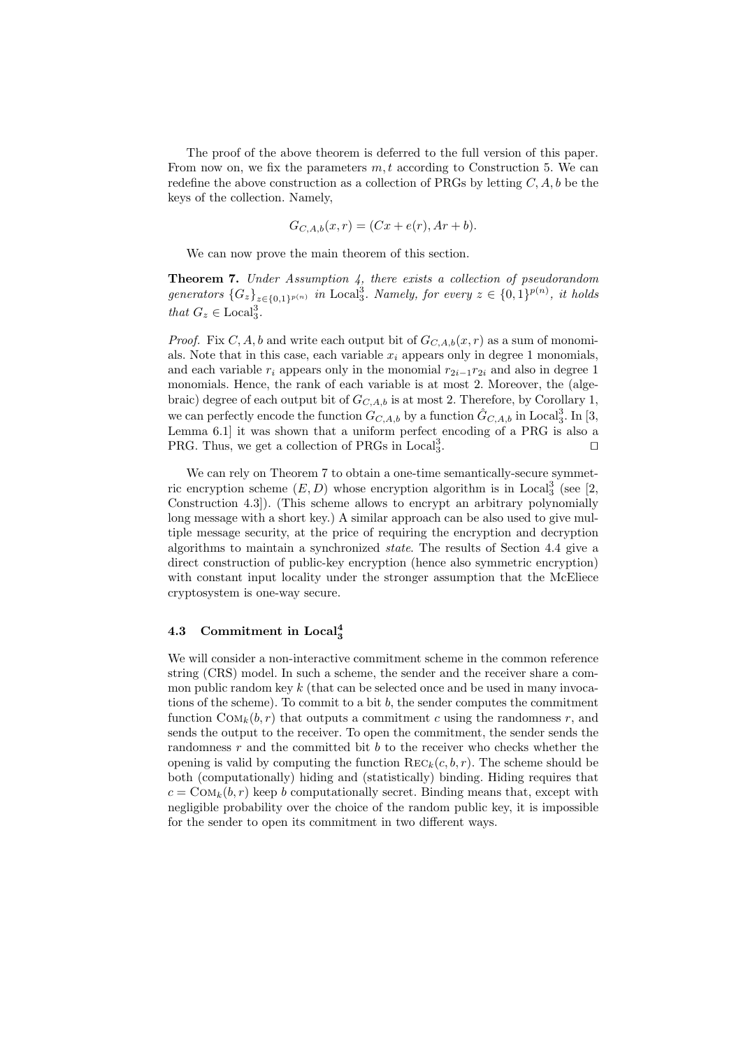The proof of the above theorem is deferred to the full version of this paper. From now on, we fix the parameters $m, t$ according to Construction 5. We can redefine the above construction as a collection of PRGs by letting $C, A, b$ be the keys of the collection. Namely,

$$G_{C,A,b}(x, r) = (Cx + e(r), Ar + b).$$

We can now prove the main theorem of this section.

**Theorem 7.** *Under Assumption 4, there exists a collection of pseudorandom generators* $\{G_z\}_{z \in \{0,1\}^{p(n)}}$ *in* $\text{Local}_3^3$*. Namely, for every* $z \in \{0,1\}^{p(n)}$*, it holds that* $G_z \in \text{Local}_3^3$*.*

*Proof.* Fix $C, A, b$ and write each output bit of $G_{C,A,b}(x, r)$ as a sum of monomials. Note that in this case, each variable $x_i$ appears only in degree 1 monomials, and each variable $r_i$ appears only in the monomial $r_{2i-1}r_{2i}$ and also in degree 1 monomials. Hence, the rank of each variable is at most 2. Moreover, the (algebraic) degree of each output bit of $G_{C,A,b}$ is at most 2. Therefore, by Corollary 1, we can perfectly encode the function $G_{C,A,b}$ by a function $\hat{G}_{C,A,b}$ in $\text{Local}_3^3$. In [3, Lemma 6.1] it was shown that a uniform perfect encoding of a PRG is also a PRG. Thus, we get a collection of PRGs in $\text{Local}_3^3$. ◻

We can rely on Theorem 7 to obtain a one-time semantically-secure symmetric encryption scheme $(E, D)$ whose encryption algorithm is in $\text{Local}_3^3$ (see [2, Construction 4.3]). (This scheme allows to encrypt an arbitrary polynomially long message with a short key.) A similar approach can be also used to give multiple message security, at the price of requiring the encryption and decryption algorithms to maintain a synchronized *state*. The results of Section 4.4 give a direct construction of public-key encryption (hence also symmetric encryption) with constant input locality under the stronger assumption that the McEliece cryptosystem is one-way secure.

### 4.3 Commitment in $\text{Local}_3^4$

We will consider a non-interactive commitment scheme in the common reference string (CRS) model. In such a scheme, the sender and the receiver share a common public random key $k$ (that can be selected once and be used in many invocations of the scheme). To commit to a bit $b$, the sender computes the commitment function $\text{Com}_k(b, r)$ that outputs a commitment $c$ using the randomness $r$, and sends the output to the receiver. To open the commitment, the sender sends the randomness $r$ and the committed bit $b$ to the receiver who checks whether the opening is valid by computing the function $\text{Rec}_k(c, b, r)$. The scheme should be both (computationally) hiding and (statistically) binding. Hiding requires that $c = \text{Com}_k(b, r)$ keep $b$ computationally secret. Binding means that, except with negligible probability over the choice of the random public key, it is impossible for the sender to open its commitment in two different ways.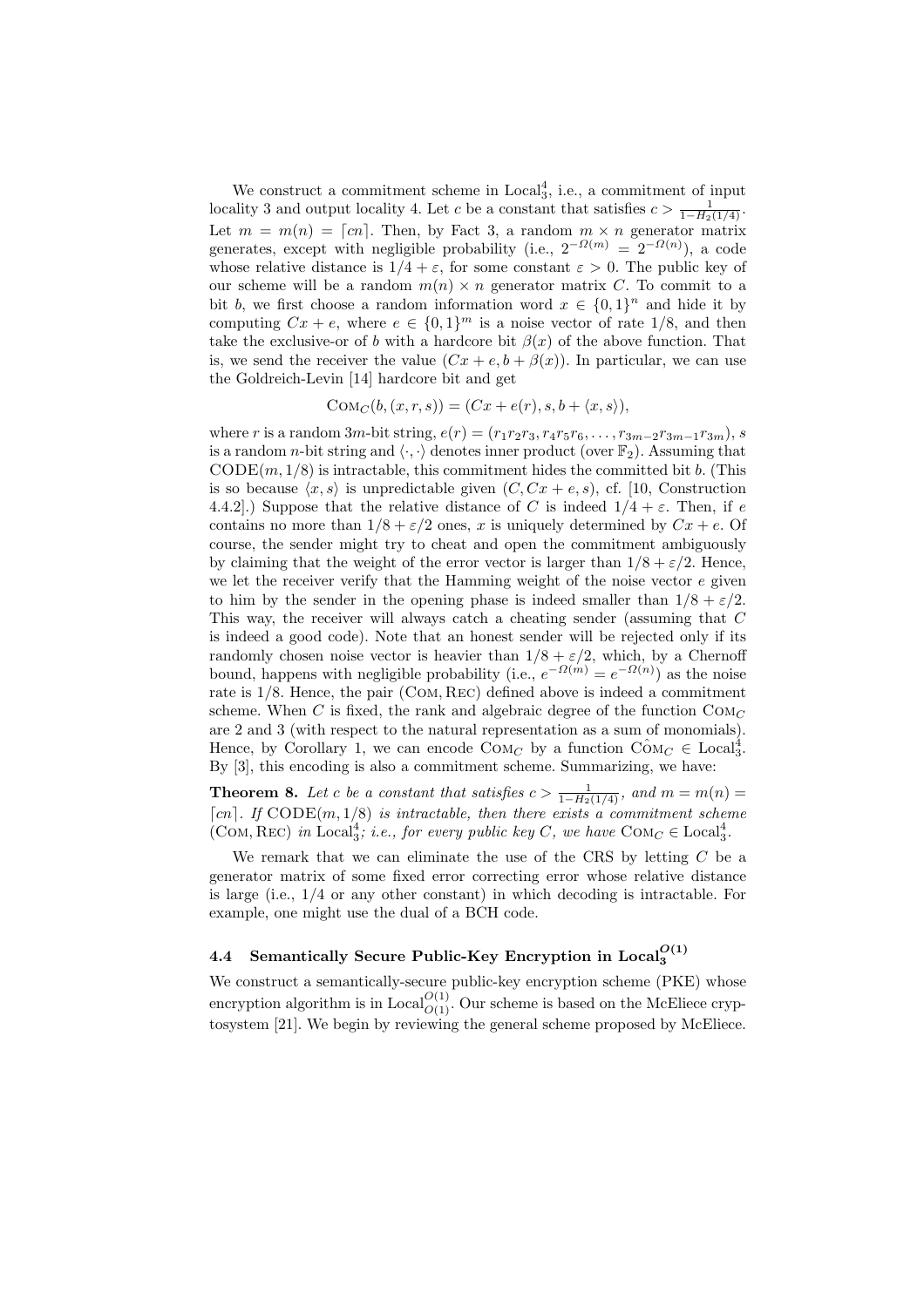We construct a commitment scheme in $\mathrm{Local}_3^4$, i.e., a commitment of input locality 3 and output locality 4. Let $c$ be a constant that satisfies $c > \frac{1}{1-H_2(1/4)}$. Let $m = m(n) = \lceil cn \rceil$. Then, by Fact 3, a random $m \times n$ generator matrix generates, except with negligible probability (i.e., $2^{-\Omega(m)} = 2^{-\Omega(n)}$), a code whose relative distance is $1/4 + \varepsilon$, for some constant $\varepsilon > 0$. The public key of our scheme will be a random $m(n) \times n$ generator matrix $C$. To commit to a bit $b$, we first choose a random information word $x \in \{0,1\}^n$ and hide it by computing $Cx + e$, where $e \in \{0,1\}^m$ is a noise vector of rate $1/8$, and then take the exclusive-or of $b$ with a hardcore bit $\beta(x)$ of the above function. That is, we send the receiver the value $(Cx + e, b + \beta(x))$. In particular, we can use the Goldreich-Levin [14] hardcore bit and get

$$\mathrm{COM}_C(b, (x, r, s)) = (Cx + e(r), s, b + \langle x, s \rangle),$$

where $r$ is a random $3m$-bit string, $e(r) = (r_1 r_2 r_3, r_4 r_5 r_6, \ldots, r_{3m-2} r_{3m-1} r_{3m})$, $s$ is a random $n$-bit string and $\langle \cdot, \cdot \rangle$ denotes inner product (over $\mathbb{F}_2$). Assuming that $\mathrm{CODE}(m, 1/8)$ is intractable, this commitment hides the committed bit $b$. (This is so because $\langle x, s \rangle$ is unpredictable given $(C, Cx + e, s)$, cf. [10, Construction 4.4.2].) Suppose that the relative distance of $C$ is indeed $1/4 + \varepsilon$. Then, if $e$ contains no more than $1/8 + \varepsilon/2$ ones, $x$ is uniquely determined by $Cx + e$. Of course, the sender might try to cheat and open the commitment ambiguously by claiming that the weight of the error vector is larger than $1/8 + \varepsilon/2$. Hence, we let the receiver verify that the Hamming weight of the noise vector $e$ given to him by the sender in the opening phase is indeed smaller than $1/8 + \varepsilon/2$. This way, the receiver will always catch a cheating sender (assuming that $C$ is indeed a good code). Note that an honest sender will be rejected only if its randomly chosen noise vector is heavier than $1/8 + \varepsilon/2$, which, by a Chernoff bound, happens with negligible probability (i.e., $e^{-\Omega(m)} = e^{-\Omega(n)}$) as the noise rate is $1/8$. Hence, the pair $(\mathrm{COM}, \mathrm{REC})$ defined above is indeed a commitment scheme. When $C$ is fixed, the rank and algebraic degree of the function $\mathrm{COM}_C$ are 2 and 3 (with respect to the natural representation as a sum of monomials). Hence, by Corollary 1, we can encode $\mathrm{COM}_C$ by a function $\hat{\mathrm{COM}}_C \in \mathrm{Local}_3^4$. By [3], this encoding is also a commitment scheme. Summarizing, we have:

**Theorem 8.** *Let $c$ be a constant that satisfies $c > \frac{1}{1-H_2(1/4)}$, and $m = m(n) = \lceil cn \rceil$. If $\mathrm{CODE}(m, 1/8)$ is intractable, then there exists a commitment scheme $(\mathrm{COM}, \mathrm{REC})$ in $\mathrm{Local}_3^4$; i.e., for every public key $C$, we have $\mathrm{COM}_C \in \mathrm{Local}_3^4$.*

We remark that we can eliminate the use of the CRS by letting $C$ be a generator matrix of some fixed error correcting error whose relative distance is large (i.e., $1/4$ or any other constant) in which decoding is intractable. For example, one might use the dual of a BCH code.

### 4.4 Semantically Secure Public-Key Encryption in $\mathrm{Local}_3^{O(1)}$

We construct a semantically-secure public-key encryption scheme (PKE) whose encryption algorithm is in $\mathrm{Local}_{O(1)}^{O(1)}$. Our scheme is based on the McEliece cryptosystem [21]. We begin by reviewing the general scheme proposed by McEliece.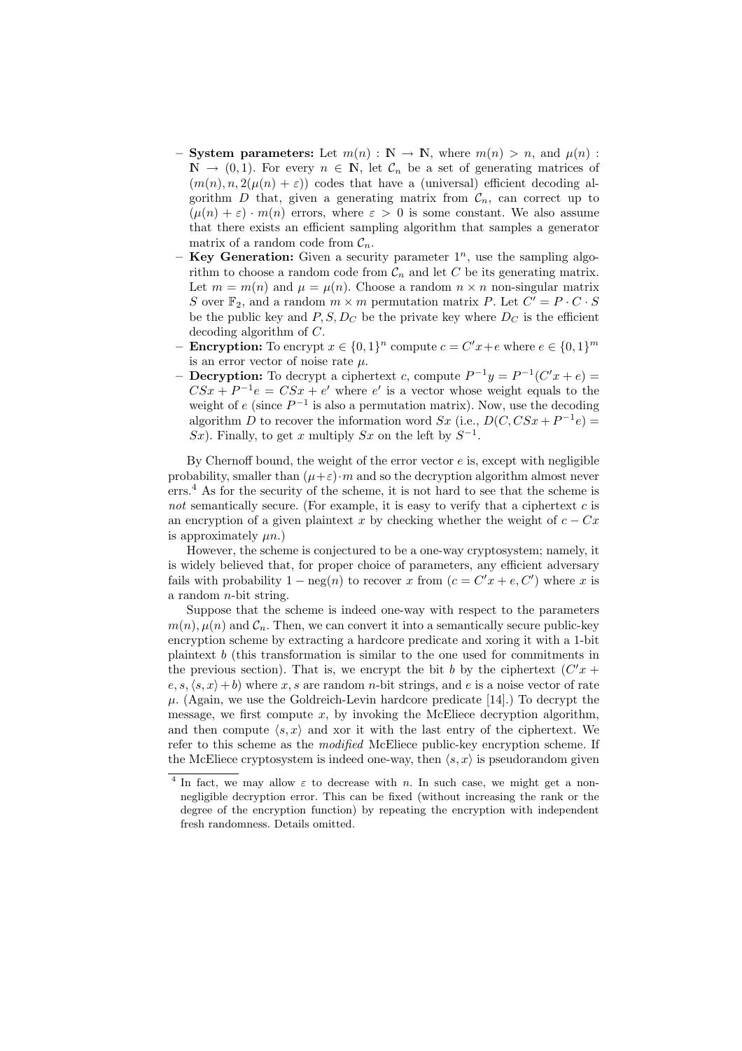- **System parameters:** Let $m(n) : \mathbb{N} \to \mathbb{N}$, where $m(n) > n$, and $\mu(n) : \mathbb{N} \to (0, 1)$. For every $n \in \mathbb{N}$, let $\mathcal{C}_n$ be a set of generating matrices of $(m(n), n, 2(\mu(n) + \varepsilon))$ codes that have a (universal) efficient decoding algorithm $D$ that, given a generating matrix from $\mathcal{C}_n$, can correct up to $(\mu(n) + \varepsilon) \cdot m(n)$ errors, where $\varepsilon > 0$ is some constant. We also assume that there exists an efficient sampling algorithm that samples a generator matrix of a random code from $\mathcal{C}_n$.
- **Key Generation:** Given a security parameter $1^n$, use the sampling algorithm to choose a random code from $\mathcal{C}_n$ and let $C$ be its generating matrix. Let $m = m(n)$ and $\mu = \mu(n)$. Choose a random $n \times n$ non-singular matrix $S$ over $\mathbb{F}_2$, and a random $m \times m$ permutation matrix $P$. Let $C' = P \cdot C \cdot S$ be the public key and $P, S, D_C$ be the private key where $D_C$ is the efficient decoding algorithm of $C$.
- **Encryption:** To encrypt $x \in \{0,1\}^n$ compute $c = C'x + e$ where $e \in \{0,1\}^m$ is an error vector of noise rate $\mu$.
- **Decryption:** To decrypt a ciphertext $c$, compute $P^{-1}y = P^{-1}(C'x + e) = CSx + P^{-1}e = CSx + e'$ where $e'$ is a vector whose weight equals to the weight of $e$ (since $P^{-1}$ is also a permutation matrix). Now, use the decoding algorithm $D$ to recover the information word $Sx$ (i.e., $D(C, CSx + P^{-1}e) = Sx$). Finally, to get $x$ multiply $Sx$ on the left by $S^{-1}$.

By Chernoff bound, the weight of the error vector $e$ is, except with negligible probability, smaller than $(\mu+\varepsilon) \cdot m$ and so the decryption algorithm almost never errs.[4] As for the security of the scheme, it is not hard to see that the scheme is *not* semantically secure. (For example, it is easy to verify that a ciphertext $c$ is an encryption of a given plaintext $x$ by checking whether the weight of $c - Cx$ is approximately $\mu n$.)

However, the scheme is conjectured to be a one-way cryptosystem; namely, it is widely believed that, for proper choice of parameters, any efficient adversary fails with probability $1 - \text{neg}(n)$ to recover $x$ from $(c = C'x + e, C')$ where $x$ is a random $n$-bit string.

Suppose that the scheme is indeed one-way with respect to the parameters $m(n), \mu(n)$ and $\mathcal{C}_n$. Then, we can convert it into a semantically secure public-key encryption scheme by extracting a hardcore predicate and xoring it with a 1-bit plaintext $b$ (this transformation is similar to the one used for commitments in the previous section). That is, we encrypt the bit $b$ by the ciphertext $(C'x + e, s, \langle s, x \rangle + b)$ where $x, s$ are random $n$-bit strings, and $e$ is a noise vector of rate $\mu$. (Again, we use the Goldreich-Levin hardcore predicate [14].) To decrypt the message, we first compute $x$, by invoking the McEliece decryption algorithm, and then compute $\langle s, x \rangle$ and xor it with the last entry of the ciphertext. We refer to this scheme as the *modified* McEliece public-key encryption scheme. If the McEliece cryptosystem is indeed one-way, then $\langle s, x \rangle$ is pseudorandom given

---

[4] In fact, we may allow $\varepsilon$ to decrease with $n$. In such case, we might get a non-negligible decryption error. This can be fixed (without increasing the rank or the degree of the encryption function) by repeating the encryption with independent fresh randomness. Details omitted.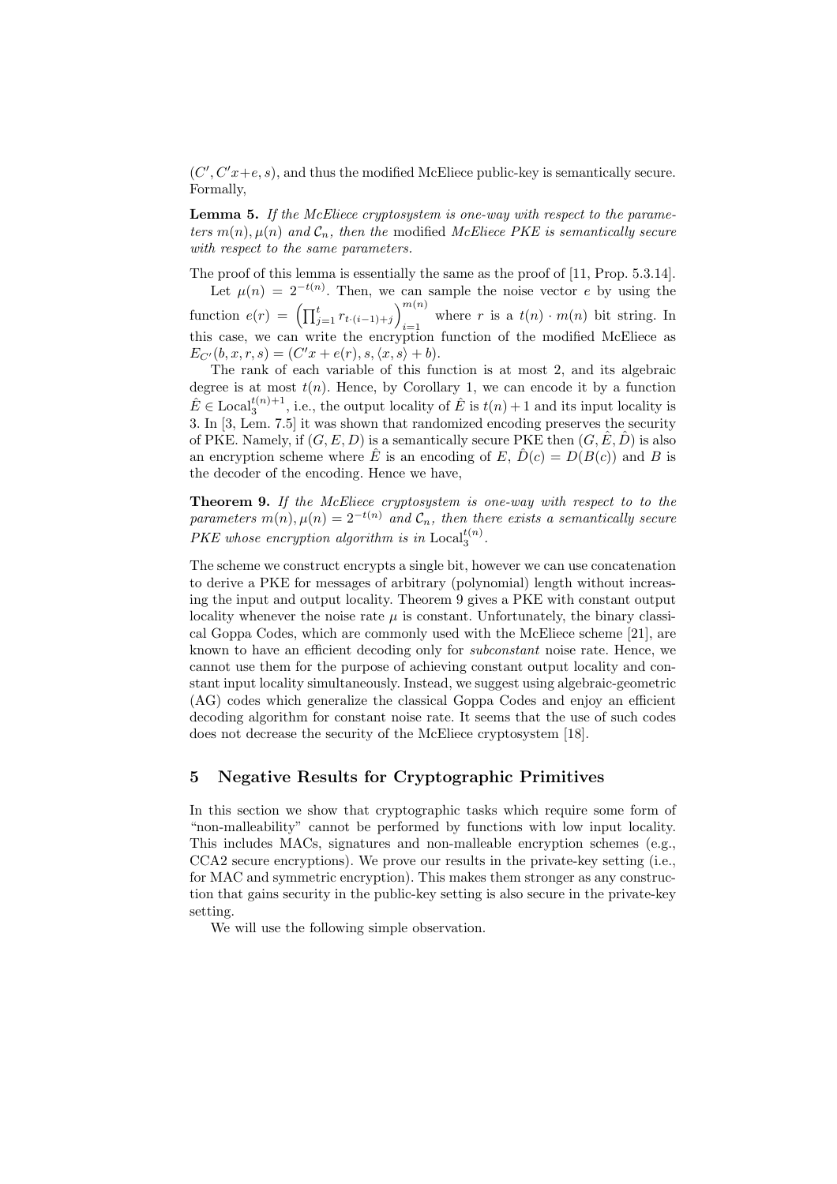$(C', C'x+e, s)$, and thus the modified McEliece public-key is semantically secure. Formally,

**Lemma 5.** *If the McEliece cryptosystem is one-way with respect to the parameters $m(n), \mu(n)$ and $\mathcal{C}_n$, then the* modified *McEliece PKE is semantically secure with respect to the same parameters.*

The proof of this lemma is essentially the same as the proof of [11, Prop. 5.3.14].

Let $\mu(n) = 2^{-t(n)}$. Then, we can sample the noise vector $e$ by using the function $e(r) = \left(\prod_{j=1}^{t} r_{t\cdot(i-1)+j}\right)_{i=1}^{m(n)}$ where $r$ is a $t(n) \cdot m(n)$ bit string. In this case, we can write the encryption function of the modified McEliece as $E_{C'}(b, x, r, s) = (C'x + e(r), s, \langle x, s\rangle + b)$.

The rank of each variable of this function is at most 2, and its algebraic degree is at most $t(n)$. Hence, by Corollary 1, we can encode it by a function $\hat{E} \in \mathrm{Local}_3^{t(n)+1}$, i.e., the output locality of $\hat{E}$ is $t(n)+1$ and its input locality is 3. In [3, Lem. 7.5] it was shown that randomized encoding preserves the security of PKE. Namely, if $(G, E, D)$ is a semantically secure PKE then $(G, \hat{E}, \hat{D})$ is also an encryption scheme where $\hat{E}$ is an encoding of $E$, $\hat{D}(c) = D(B(c))$ and $B$ is the decoder of the encoding. Hence we have,

**Theorem 9.** *If the McEliece cryptosystem is one-way with respect to to the parameters $m(n), \mu(n) = 2^{-t(n)}$ and $\mathcal{C}_n$, then there exists a semantically secure PKE whose encryption algorithm is in $\mathrm{Local}_3^{t(n)}$.*

The scheme we construct encrypts a single bit, however we can use concatenation to derive a PKE for messages of arbitrary (polynomial) length without increasing the input and output locality. Theorem 9 gives a PKE with constant output locality whenever the noise rate $\mu$ is constant. Unfortunately, the binary classical Goppa Codes, which are commonly used with the McEliece scheme [21], are known to have an efficient decoding only for *subconstant* noise rate. Hence, we cannot use them for the purpose of achieving constant output locality and constant input locality simultaneously. Instead, we suggest using algebraic-geometric (AG) codes which generalize the classical Goppa Codes and enjoy an efficient decoding algorithm for constant noise rate. It seems that the use of such codes does not decrease the security of the McEliece cryptosystem [18].

## 5 Negative Results for Cryptographic Primitives

In this section we show that cryptographic tasks which require some form of "non-malleability" cannot be performed by functions with low input locality. This includes MACs, signatures and non-malleable encryption schemes (e.g., CCA2 secure encryptions). We prove our results in the private-key setting (i.e., for MAC and symmetric encryption). This makes them stronger as any construction that gains security in the public-key setting is also secure in the private-key setting.

We will use the following simple observation.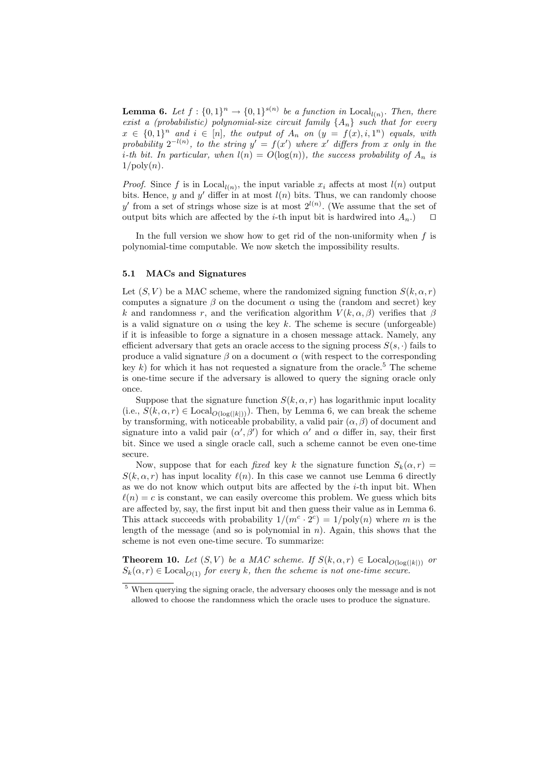**Lemma 6.** *Let $f : \{0,1\}^n \to \{0,1\}^{s(n)}$ be a function in $\mathrm{Local}_{l(n)}$. Then, there exist a (probabilistic) polynomial-size circuit family $\{A_n\}$ such that for every $x \in \{0,1\}^n$ and $i \in [n]$, the output of $A_n$ on $(y = f(x), i, 1^n)$ equals, with probability $2^{-l(n)}$, to the string $y' = f(x')$ where $x'$ differs from $x$ only in the $i$-th bit. In particular, when $l(n) = O(\log(n))$, the success probability of $A_n$ is $1/\mathrm{poly}(n)$.*

*Proof.* Since $f$ is in $\mathrm{Local}_{l(n)}$, the input variable $x_i$ affects at most $l(n)$ output bits. Hence, $y$ and $y'$ differ in at most $l(n)$ bits. Thus, we can randomly choose $y'$ from a set of strings whose size is at most $2^{l(n)}$. (We assume that the set of output bits which are affected by the $i$-th input bit is hardwired into $A_n$.) $\square$

In the full version we show how to get rid of the non-uniformity when $f$ is polynomial-time computable. We now sketch the impossibility results.

### 5.1 MACs and Signatures

Let $(S, V)$ be a MAC scheme, where the randomized signing function $S(k, \alpha, r)$ computes a signature $\beta$ on the document $\alpha$ using the (random and secret) key $k$ and randomness $r$, and the verification algorithm $V(k, \alpha, \beta)$ verifies that $\beta$ is a valid signature on $\alpha$ using the key $k$. The scheme is secure (unforgeable) if it is infeasible to forge a signature in a chosen message attack. Namely, any efficient adversary that gets an oracle access to the signing process $S(s, \cdot)$ fails to produce a valid signature $\beta$ on a document $\alpha$ (with respect to the corresponding key $k$) for which it has not requested a signature from the oracle.[5] The scheme is one-time secure if the adversary is allowed to query the signing oracle only once.

Suppose that the signature function $S(k, \alpha, r)$ has logarithmic input locality (i.e., $S(k, \alpha, r) \in \mathrm{Local}_{O(\log(|k|))}$). Then, by Lemma 6, we can break the scheme by transforming, with noticeable probability, a valid pair $(\alpha, \beta)$ of document and signature into a valid pair $(\alpha', \beta')$ for which $\alpha'$ and $\alpha$ differ in, say, their first bit. Since we used a single oracle call, such a scheme cannot be even one-time secure.

Now, suppose that for each *fixed* key $k$ the signature function $S_k(\alpha, r) = S(k, \alpha, r)$ has input locality $\ell(n)$. In this case we cannot use Lemma 6 directly as we do not know which output bits are affected by the $i$-th input bit. When $\ell(n) = c$ is constant, we can easily overcome this problem. We guess which bits are affected by, say, the first input bit and then guess their value as in Lemma 6. This attack succeeds with probability $1/(m^c \cdot 2^c) = 1/\mathrm{poly}(n)$ where $m$ is the length of the message (and so is polynomial in $n$). Again, this shows that the scheme is not even one-time secure. To summarize:

**Theorem 10.** *Let $(S, V)$ be a MAC scheme. If $S(k, \alpha, r) \in \mathrm{Local}_{O(\log(|k|))}$ or $S_k(\alpha, r) \in \mathrm{Local}_{O(1)}$ for every $k$, then the scheme is not one-time secure.*

[5] When querying the signing oracle, the adversary chooses only the message and is not allowed to choose the randomness which the oracle uses to produce the signature.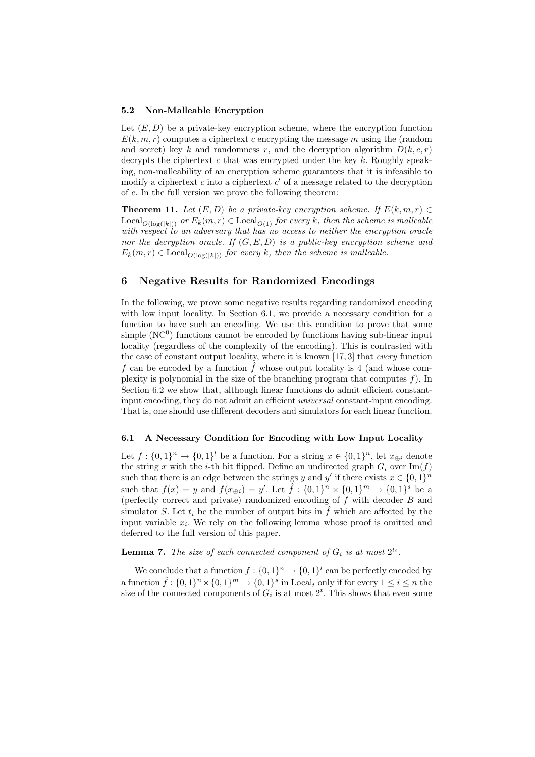### 5.2 Non-Malleable Encryption

Let $(E, D)$ be a private-key encryption scheme, where the encryption function $E(k, m, r)$ computes a ciphertext $c$ encrypting the message $m$ using the (random and secret) key $k$ and randomness $r$, and the decryption algorithm $D(k, c, r)$ decrypts the ciphertext $c$ that was encrypted under the key $k$. Roughly speaking, non-malleability of an encryption scheme guarantees that it is infeasible to modify a ciphertext $c$ into a ciphertext $c'$ of a message related to the decryption of $c$. In the full version we prove the following theorem:

**Theorem 11.** *Let $(E, D)$ be a private-key encryption scheme. If $E(k, m, r) \in \mathrm{Local}_{O(\log(|k|))}$ or $E_k(m, r) \in \mathrm{Local}_{O(1)}$ for every $k$, then the scheme is malleable with respect to an adversary that has no access to neither the encryption oracle nor the decryption oracle. If $(G, E, D)$ is a public-key encryption scheme and $E_k(m, r) \in \mathrm{Local}_{O(\log(|k|))}$ for every $k$, then the scheme is malleable.*

## 6 Negative Results for Randomized Encodings

In the following, we prove some negative results regarding randomized encoding with low input locality. In Section 6.1, we provide a necessary condition for a function to have such an encoding. We use this condition to prove that some simple ($\mathrm{NC}^0$) functions cannot be encoded by functions having sub-linear input locality (regardless of the complexity of the encoding). This is contrasted with the case of constant output locality, where it is known [17, 3] that *every* function $f$ can be encoded by a function $\hat{f}$ whose output locality is 4 (and whose complexity is polynomial in the size of the branching program that computes $f$). In Section 6.2 we show that, although linear functions do admit efficient constant-input encoding, they do not admit an efficient *universal* constant-input encoding. That is, one should use different decoders and simulators for each linear function.

### 6.1 A Necessary Condition for Encoding with Low Input Locality

Let $f : \{0,1\}^n \to \{0,1\}^l$ be a function. For a string $x \in \{0,1\}^n$, let $x_{\oplus i}$ denote the string $x$ with the $i$-th bit flipped. Define an undirected graph $G_i$ over $\mathrm{Im}(f)$ such that there is an edge between the strings $y$ and $y'$ if there exists $x \in \{0,1\}^n$ such that $f(x) = y$ and $f(x_{\oplus i}) = y'$. Let $\hat{f} : \{0,1\}^n \times \{0,1\}^m \to \{0,1\}^s$ be a (perfectly correct and private) randomized encoding of $f$ with decoder $B$ and simulator $S$. Let $t_i$ be the number of output bits in $\hat{f}$ which are affected by the input variable $x_i$. We rely on the following lemma whose proof is omitted and deferred to the full version of this paper.

**Lemma 7.** *The size of each connected component of $G_i$ is at most $2^{t_i}$.*

We conclude that a function $f : \{0,1\}^n \to \{0,1\}^l$ can be perfectly encoded by a function $\hat{f} : \{0,1\}^n \times \{0,1\}^m \to \{0,1\}^s$ in $\mathrm{Local}_t$ only if for every $1 \le i \le n$ the size of the connected components of $G_i$ is at most $2^t$. This shows that even some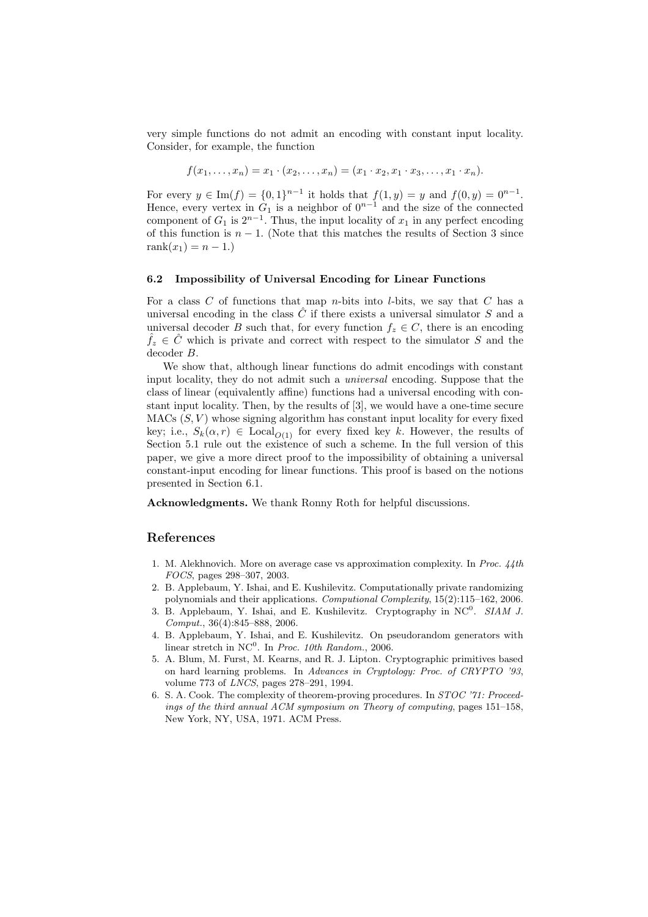very simple functions do not admit an encoding with constant input locality. Consider, for example, the function

$$f(x_1, \ldots, x_n) = x_1 \cdot (x_2, \ldots, x_n) = (x_1 \cdot x_2, x_1 \cdot x_3, \ldots, x_1 \cdot x_n).$$

For every $y \in \mathrm{Im}(f) = \{0,1\}^{n-1}$ it holds that $f(1, y) = y$ and $f(0, y) = 0^{n-1}$. Hence, every vertex in $G_1$ is a neighbor of $0^{n-1}$ and the size of the connected component of $G_1$ is $2^{n-1}$. Thus, the input locality of $x_1$ in any perfect encoding of this function is $n-1$. (Note that this matches the results of Section 3 since $\mathrm{rank}(x_1) = n-1$.)

### 6.2 Impossibility of Universal Encoding for Linear Functions

For a class $C$ of functions that map $n$-bits into $l$-bits, we say that $C$ has a universal encoding in the class $\hat{C}$ if there exists a universal simulator $S$ and a universal decoder $B$ such that, for every function $f_z \in C$, there is an encoding $\hat{f}_z \in \hat{C}$ which is private and correct with respect to the simulator $S$ and the decoder $B$.

We show that, although linear functions do admit encodings with constant input locality, they do not admit such a *universal* encoding. Suppose that the class of linear (equivalently affine) functions had a universal encoding with constant input locality. Then, by the results of [3], we would have a one-time secure MACs $(S, V)$ whose signing algorithm has constant input locality for every fixed key; i.e., $S_k(\alpha, r) \in \mathrm{Local}_{O(1)}$ for every fixed key $k$. However, the results of Section 5.1 rule out the existence of such a scheme. In the full version of this paper, we give a more direct proof to the impossibility of obtaining a universal constant-input encoding for linear functions. This proof is based on the notions presented in Section 6.1.

**Acknowledgments.** We thank Ronny Roth for helpful discussions.

## References

1. M. Alekhnovich. More on average case vs approximation complexity. In *Proc. 44th FOCS*, pages 298–307, 2003.
2. B. Applebaum, Y. Ishai, and E. Kushilevitz. Computationally private randomizing polynomials and their applications. *Computional Complexity*, 15(2):115–162, 2006.
3. B. Applebaum, Y. Ishai, and E. Kushilevitz. Cryptography in $\mathrm{NC}^0$. *SIAM J. Comput.*, 36(4):845–888, 2006.
4. B. Applebaum, Y. Ishai, and E. Kushilevitz. On pseudorandom generators with linear stretch in $\mathrm{NC}^0$. In *Proc. 10th Random.*, 2006.
5. A. Blum, M. Furst, M. Kearns, and R. J. Lipton. Cryptographic primitives based on hard learning problems. In *Advances in Cryptology: Proc. of CRYPTO '93*, volume 773 of *LNCS*, pages 278–291, 1994.
6. S. A. Cook. The complexity of theorem-proving procedures. In *STOC '71: Proceedings of the third annual ACM symposium on Theory of computing*, pages 151–158, New York, NY, USA, 1971. ACM Press.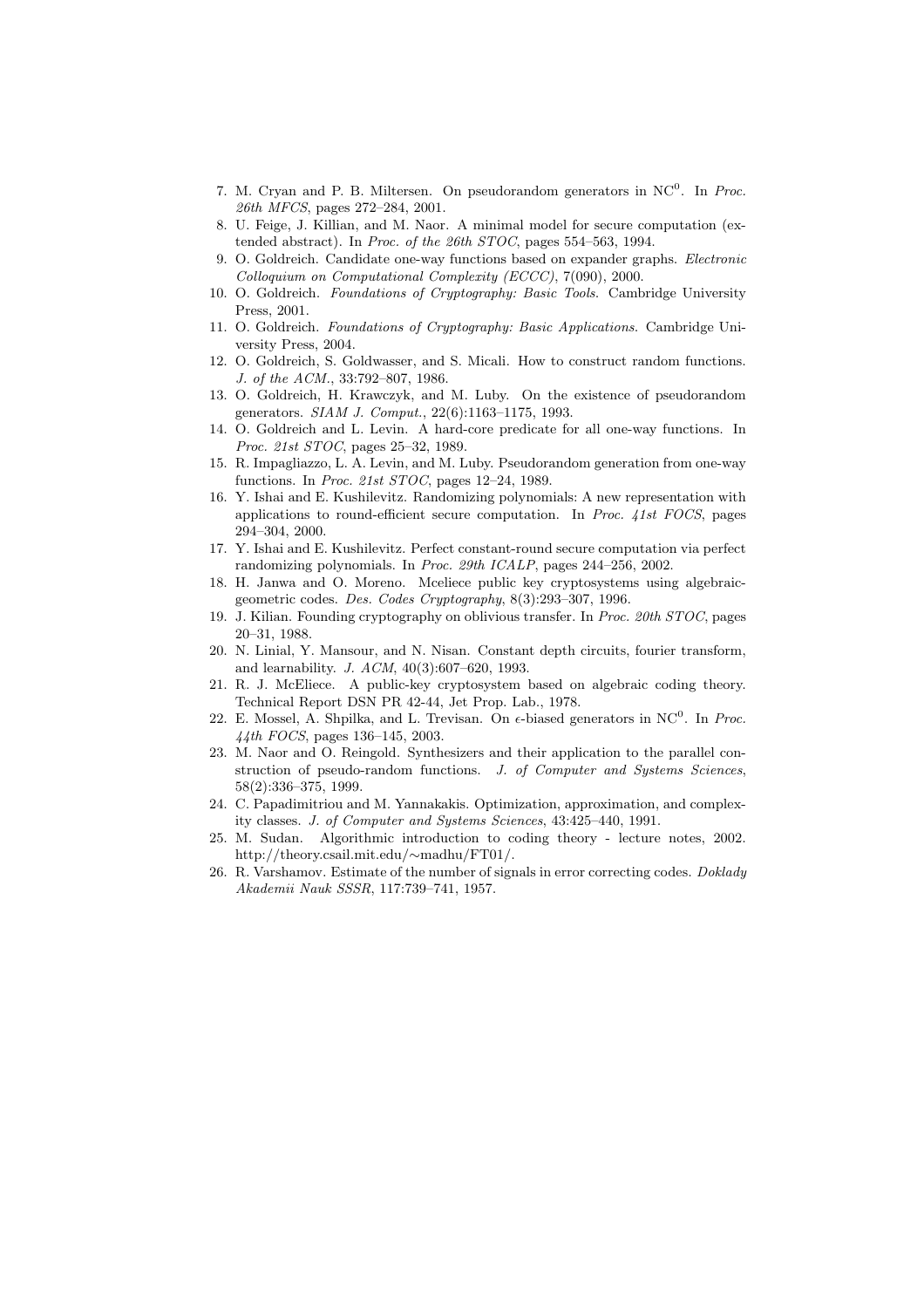7. M. Cryan and P. B. Miltersen. On pseudorandom generators in $\mathrm{NC}^0$. In *Proc. 26th MFCS*, pages 272–284, 2001.
8. U. Feige, J. Killian, and M. Naor. A minimal model for secure computation (extended abstract). In *Proc. of the 26th STOC*, pages 554–563, 1994.
9. O. Goldreich. Candidate one-way functions based on expander graphs. *Electronic Colloquium on Computational Complexity (ECCC)*, 7(090), 2000.
10. O. Goldreich. *Foundations of Cryptography: Basic Tools*. Cambridge University Press, 2001.
11. O. Goldreich. *Foundations of Cryptography: Basic Applications*. Cambridge University Press, 2004.
12. O. Goldreich, S. Goldwasser, and S. Micali. How to construct random functions. *J. of the ACM.*, 33:792–807, 1986.
13. O. Goldreich, H. Krawczyk, and M. Luby. On the existence of pseudorandom generators. *SIAM J. Comput.*, 22(6):1163–1175, 1993.
14. O. Goldreich and L. Levin. A hard-core predicate for all one-way functions. In *Proc. 21st STOC*, pages 25–32, 1989.
15. R. Impagliazzo, L. A. Levin, and M. Luby. Pseudorandom generation from one-way functions. In *Proc. 21st STOC*, pages 12–24, 1989.
16. Y. Ishai and E. Kushilevitz. Randomizing polynomials: A new representation with applications to round-efficient secure computation. In *Proc. 41st FOCS*, pages 294–304, 2000.
17. Y. Ishai and E. Kushilevitz. Perfect constant-round secure computation via perfect randomizing polynomials. In *Proc. 29th ICALP*, pages 244–256, 2002.
18. H. Janwa and O. Moreno. Mceliece public key cryptosystems using algebraic-geometric codes. *Des. Codes Cryptography*, 8(3):293–307, 1996.
19. J. Kilian. Founding cryptography on oblivious transfer. In *Proc. 20th STOC*, pages 20–31, 1988.
20. N. Linial, Y. Mansour, and N. Nisan. Constant depth circuits, fourier transform, and learnability. *J. ACM*, 40(3):607–620, 1993.
21. R. J. McEliece. A public-key cryptosystem based on algebraic coding theory. Technical Report DSN PR 42-44, Jet Prop. Lab., 1978.
22. E. Mossel, A. Shpilka, and L. Trevisan. On $\epsilon$-biased generators in $\mathrm{NC}^0$. In *Proc. 44th FOCS*, pages 136–145, 2003.
23. M. Naor and O. Reingold. Synthesizers and their application to the parallel construction of pseudo-random functions. *J. of Computer and Systems Sciences*, 58(2):336–375, 1999.
24. C. Papadimitriou and M. Yannakakis. Optimization, approximation, and complexity classes. *J. of Computer and Systems Sciences*, 43:425–440, 1991.
25. M. Sudan. Algorithmic introduction to coding theory - lecture notes, 2002. http://theory.csail.mit.edu/$\sim$madhu/FT01/.
26. R. Varshamov. Estimate of the number of signals in error correcting codes. *Doklady Akademii Nauk SSSR*, 117:739–741, 1957.